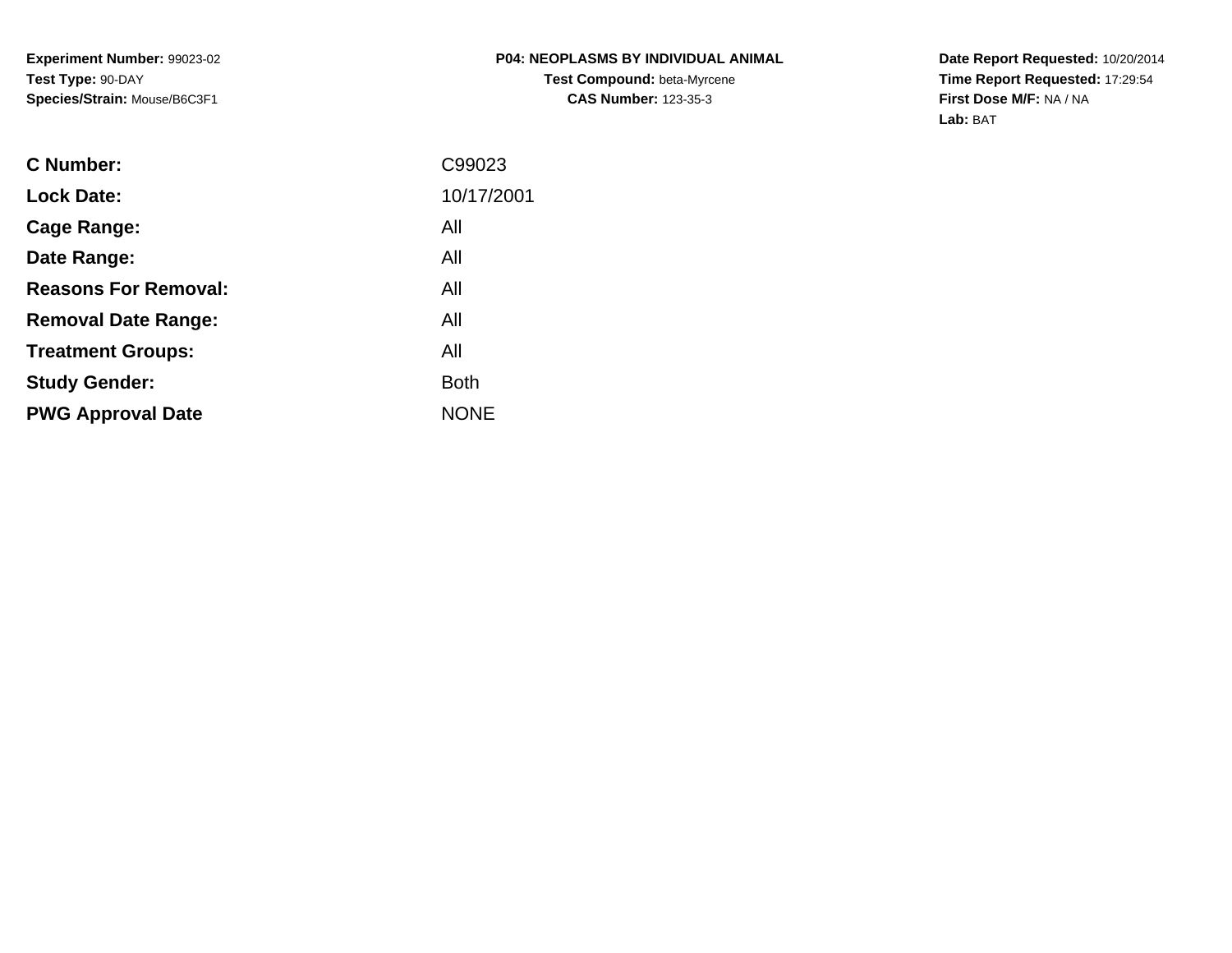**Experiment Number:** 99023-02
**Test Type:** 90-DAY
**Species/Strain:** Mouse/B6C3F1

**P04: NEOPLASMS BY INDIVIDUAL ANIMAL**
**Test Compound:** beta-Myrcene
**CAS Number:** 123-35-3

**Date Report Requested:** 10/20/2014
**Time Report Requested:** 17:29:54
**First Dose M/F:** NA / NA
**Lab:** BAT

| | |
|---|---|
| **C Number:** | C99023 |
| **Lock Date:** | 10/17/2001 |
| **Cage Range:** | All |
| **Date Range:** | All |
| **Reasons For Removal:** | All |
| **Removal Date Range:** | All |
| **Treatment Groups:** | All |
| **Study Gender:** | Both |
| **PWG Approval Date** | NONE |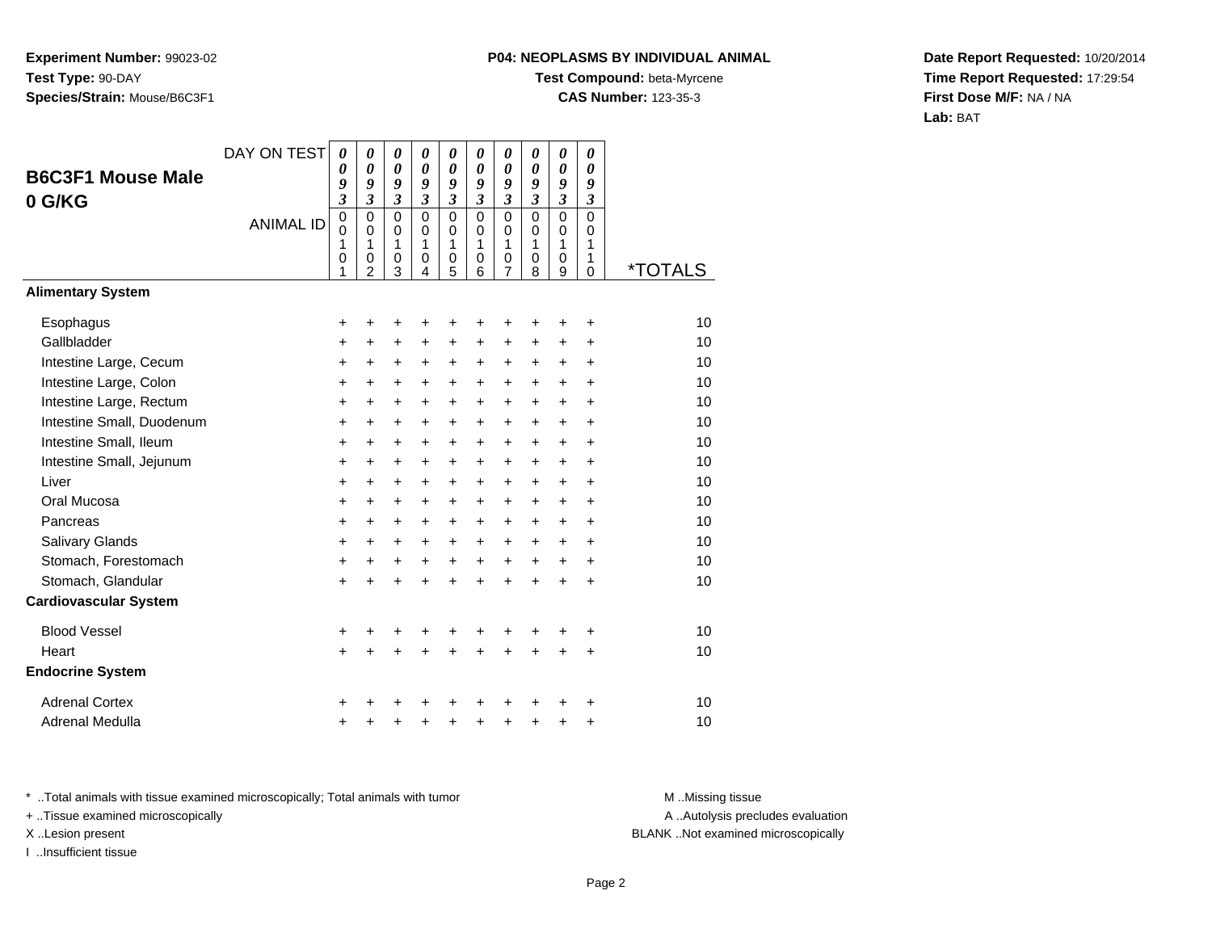**Experiment Number:** 99023-02
**Test Type:** 90-DAY
**Species/Strain:** Mouse/B6C3F1

**P04: NEOPLASMS BY INDIVIDUAL ANIMAL**
**Test Compound:** beta-Myrcene
**CAS Number:** 123-35-3

**Date Report Requested:** 10/20/2014
**Time Report Requested:** 17:29:54
**First Dose M/F:** NA / NA
**Lab:** BAT

## B6C3F1 Mouse Male 0 G/KG

| DAY ON TEST | 0093 | 0093 | 0093 | 0093 | 0093 | 0093 | 0093 | 0093 | 0093 | 0093 | |
|---|---|---|---|---|---|---|---|---|---|---|---|
| ANIMAL ID | 00101 | 00102 | 00103 | 00104 | 00105 | 00106 | 00107 | 00108 | 00109 | 00110 | *TOTALS |
| **Alimentary System** | | | | | | | | | | | |
| Esophagus | + | + | + | + | + | + | + | + | + | + | 10 |
| Gallbladder | + | + | + | + | + | + | + | + | + | + | 10 |
| Intestine Large, Cecum | + | + | + | + | + | + | + | + | + | + | 10 |
| Intestine Large, Colon | + | + | + | + | + | + | + | + | + | + | 10 |
| Intestine Large, Rectum | + | + | + | + | + | + | + | + | + | + | 10 |
| Intestine Small, Duodenum | + | + | + | + | + | + | + | + | + | + | 10 |
| Intestine Small, Ileum | + | + | + | + | + | + | + | + | + | + | 10 |
| Intestine Small, Jejunum | + | + | + | + | + | + | + | + | + | + | 10 |
| Liver | + | + | + | + | + | + | + | + | + | + | 10 |
| Oral Mucosa | + | + | + | + | + | + | + | + | + | + | 10 |
| Pancreas | + | + | + | + | + | + | + | + | + | + | 10 |
| Salivary Glands | + | + | + | + | + | + | + | + | + | + | 10 |
| Stomach, Forestomach | + | + | + | + | + | + | + | + | + | + | 10 |
| Stomach, Glandular | + | + | + | + | + | + | + | + | + | + | 10 |
| **Cardiovascular System** | | | | | | | | | | | |
| Blood Vessel | + | + | + | + | + | + | + | + | + | + | 10 |
| Heart | + | + | + | + | + | + | + | + | + | + | 10 |
| **Endocrine System** | | | | | | | | | | | |
| Adrenal Cortex | + | + | + | + | + | + | + | + | + | + | 10 |
| Adrenal Medulla | + | + | + | + | + | + | + | + | + | + | 10 |

* ..Total animals with tissue examined microscopically; Total animals with tumor
+ ..Tissue examined microscopically
X ..Lesion present
I ..Insufficient tissue

M ..Missing tissue
A ..Autolysis precludes evaluation
BLANK ..Not examined microscopically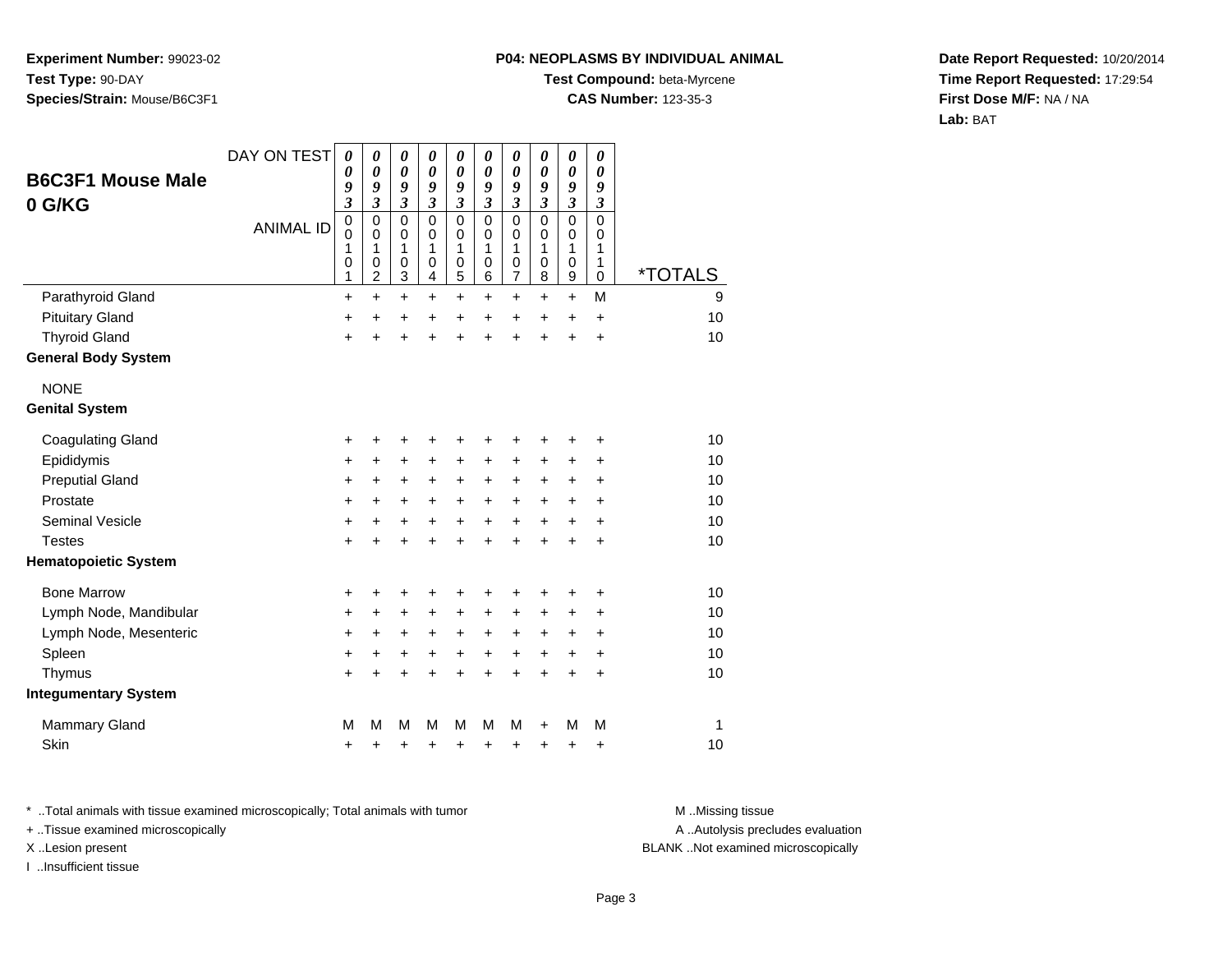**Experiment Number:** 99023-02
**Test Type:** 90-DAY
**Species/Strain:** Mouse/B6C3F1

**P04: NEOPLASMS BY INDIVIDUAL ANIMAL**
**Test Compound:** beta-Myrcene
**CAS Number:** 123-35-3

**Date Report Requested:** 10/20/2014
**Time Report Requested:** 17:29:54
**First Dose M/F:** NA / NA
**Lab:** BAT

## B6C3F1 Mouse Male 0 G/KG

| DAY ON TEST | 0093 | 0093 | 0093 | 0093 | 0093 | 0093 | 0093 | 0093 | 0093 | 0093 | |
|---|---|---|---|---|---|---|---|---|---|---|---|
| ANIMAL ID | 00101 | 00102 | 00103 | 00104 | 00105 | 00106 | 00107 | 00108 | 00109 | 00110 | *TOTALS |
| Parathyroid Gland | + | + | + | + | + | + | + | + | + | M | 9 |
| Pituitary Gland | + | + | + | + | + | + | + | + | + | + | 10 |
| Thyroid Gland | + | + | + | + | + | + | + | + | + | + | 10 |
| **General Body System** | | | | | | | | | | | |
| NONE | | | | | | | | | | | |
| **Genital System** | | | | | | | | | | | |
| Coagulating Gland | + | + | + | + | + | + | + | + | + | + | 10 |
| Epididymis | + | + | + | + | + | + | + | + | + | + | 10 |
| Preputial Gland | + | + | + | + | + | + | + | + | + | + | 10 |
| Prostate | + | + | + | + | + | + | + | + | + | + | 10 |
| Seminal Vesicle | + | + | + | + | + | + | + | + | + | + | 10 |
| Testes | + | + | + | + | + | + | + | + | + | + | 10 |
| **Hematopoietic System** | | | | | | | | | | | |
| Bone Marrow | + | + | + | + | + | + | + | + | + | + | 10 |
| Lymph Node, Mandibular | + | + | + | + | + | + | + | + | + | + | 10 |
| Lymph Node, Mesenteric | + | + | + | + | + | + | + | + | + | + | 10 |
| Spleen | + | + | + | + | + | + | + | + | + | + | 10 |
| Thymus | + | + | + | + | + | + | + | + | + | + | 10 |
| **Integumentary System** | | | | | | | | | | | |
| Mammary Gland | M | M | M | M | M | M | M | + | M | M | 1 |
| Skin | + | + | + | + | + | + | + | + | + | + | 10 |

* ..Total animals with tissue examined microscopically; Total animals with tumor
+ ..Tissue examined microscopically
X ..Lesion present
I ..Insufficient tissue

M ..Missing tissue
A ..Autolysis precludes evaluation
BLANK ..Not examined microscopically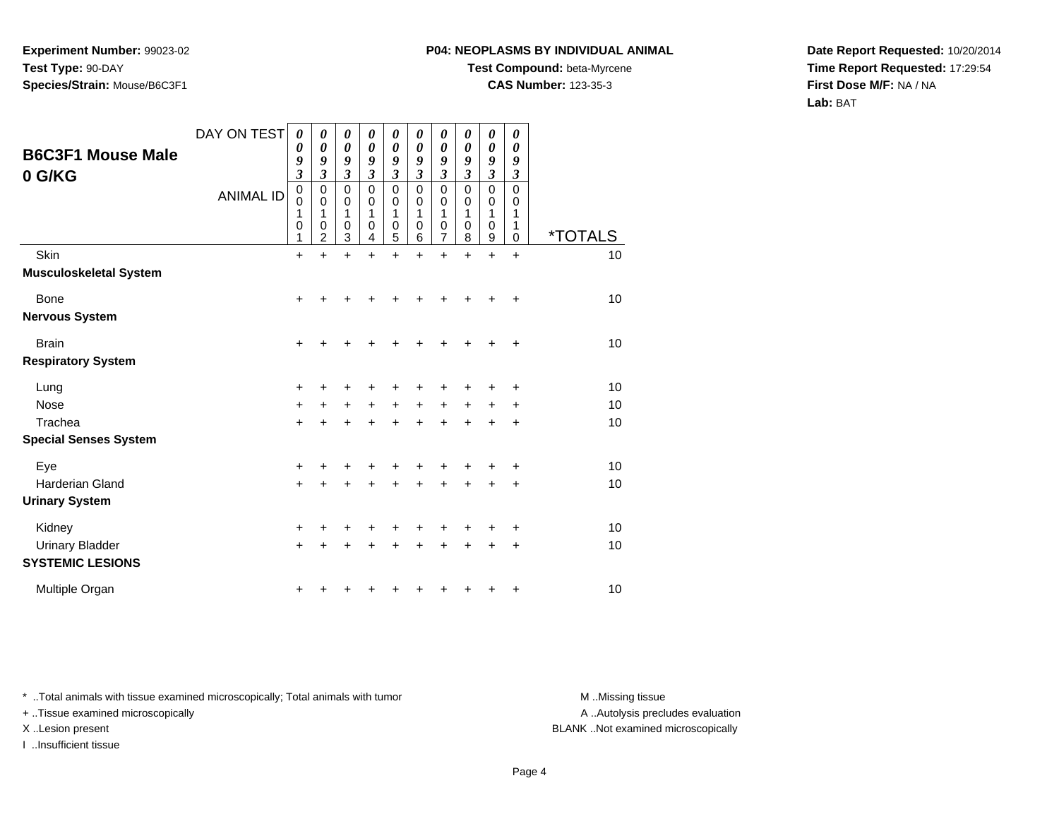**Experiment Number:** 99023-02
**Test Type:** 90-DAY
**Species/Strain:** Mouse/B6C3F1

**P04: NEOPLASMS BY INDIVIDUAL ANIMAL**
**Test Compound:** beta-Myrcene
**CAS Number:** 123-35-3

**Date Report Requested:** 10/20/2014
**Time Report Requested:** 17:29:54
**First Dose M/F:** NA / NA
**Lab:** BAT

## B6C3F1 Mouse Male
## 0 G/KG

| DAY ON TEST | 0093 | 0093 | 0093 | 0093 | 0093 | 0093 | 0093 | 0093 | 0093 | 0093 | |
|---|---|---|---|---|---|---|---|---|---|---|---|
| ANIMAL ID | 00101 | 00102 | 00103 | 00104 | 00105 | 00106 | 00107 | 00108 | 00109 | 00110 | *TOTALS |
| Skin | + | + | + | + | + | + | + | + | + | + | 10 |
| **Musculoskeletal System** | | | | | | | | | | | |
| Bone | + | + | + | + | + | + | + | + | + | + | 10 |
| **Nervous System** | | | | | | | | | | | |
| Brain | + | + | + | + | + | + | + | + | + | + | 10 |
| **Respiratory System** | | | | | | | | | | | |
| Lung | + | + | + | + | + | + | + | + | + | + | 10 |
| Nose | + | + | + | + | + | + | + | + | + | + | 10 |
| Trachea | + | + | + | + | + | + | + | + | + | + | 10 |
| **Special Senses System** | | | | | | | | | | | |
| Eye | + | + | + | + | + | + | + | + | + | + | 10 |
| Harderian Gland | + | + | + | + | + | + | + | + | + | + | 10 |
| **Urinary System** | | | | | | | | | | | |
| Kidney | + | + | + | + | + | + | + | + | + | + | 10 |
| Urinary Bladder | + | + | + | + | + | + | + | + | + | + | 10 |
| **SYSTEMIC LESIONS** | | | | | | | | | | | |
| Multiple Organ | + | + | + | + | + | + | + | + | + | + | 10 |

* ..Total animals with tissue examined microscopically; Total animals with tumor
+ ..Tissue examined microscopically
X ..Lesion present
I ..Insufficient tissue

M ..Missing tissue
A ..Autolysis precludes evaluation
BLANK ..Not examined microscopically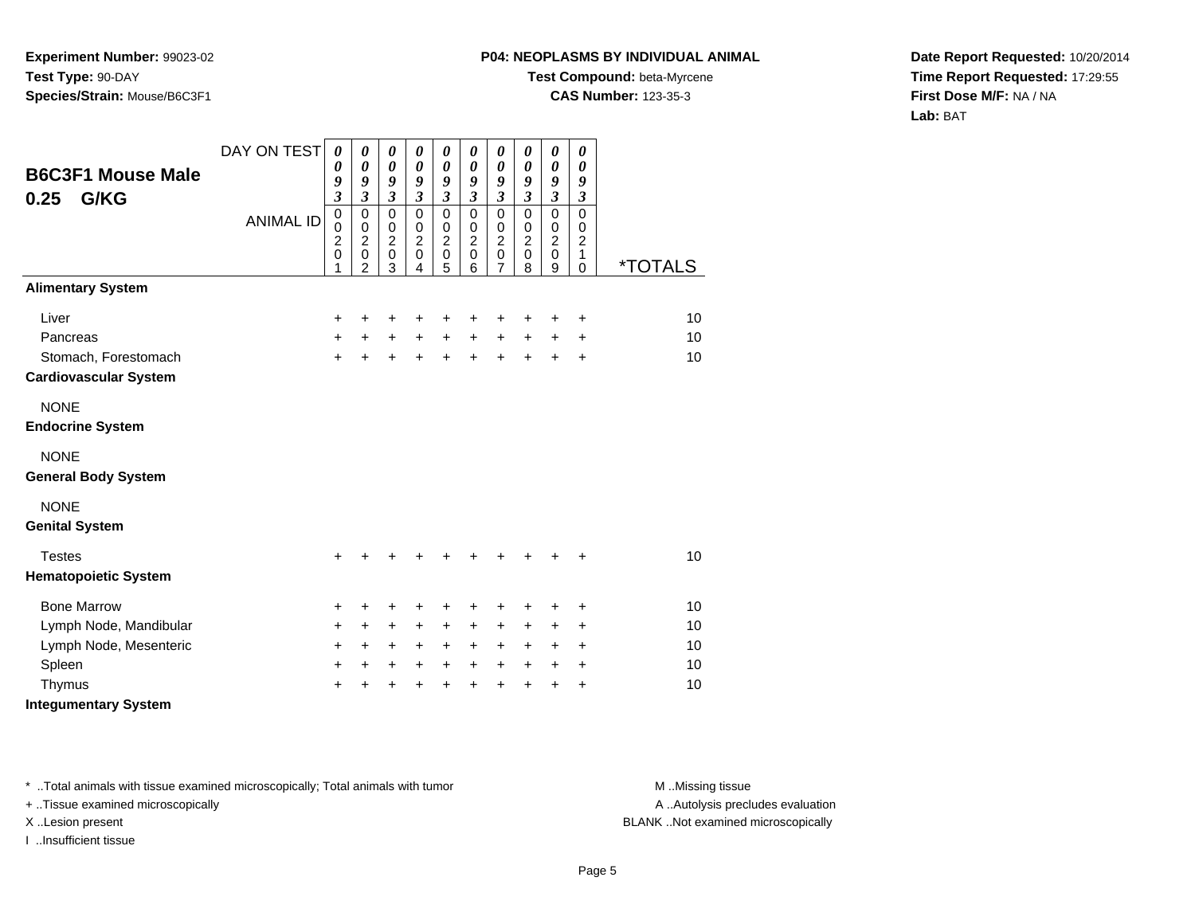**Experiment Number:** 99023-02
**Test Type:** 90-DAY
**Species/Strain:** Mouse/B6C3F1

**P04: NEOPLASMS BY INDIVIDUAL ANIMAL**
**Test Compound:** beta-Myrcene
**CAS Number:** 123-35-3

**Date Report Requested:** 10/20/2014
**Time Report Requested:** 17:29:55
**First Dose M/F:** NA / NA
**Lab:** BAT

## B6C3F1 Mouse Male 0.25 G/KG

| DAY ON TEST | 0093 | 0093 | 0093 | 0093 | 0093 | 0093 | 0093 | 0093 | 0093 | 0093 | |
|---|---|---|---|---|---|---|---|---|---|---|---|
| ANIMAL ID | 00201 | 00202 | 00203 | 00204 | 00205 | 00206 | 00207 | 00208 | 00209 | 00210 | *TOTALS |
| **Alimentary System** | | | | | | | | | | | |
| Liver | + | + | + | + | + | + | + | + | + | + | 10 |
| Pancreas | + | + | + | + | + | + | + | + | + | + | 10 |
| Stomach, Forestomach | + | + | + | + | + | + | + | + | + | + | 10 |
| **Cardiovascular System** | | | | | | | | | | | |
| NONE | | | | | | | | | | | |
| **Endocrine System** | | | | | | | | | | | |
| NONE | | | | | | | | | | | |
| **General Body System** | | | | | | | | | | | |
| NONE | | | | | | | | | | | |
| **Genital System** | | | | | | | | | | | |
| Testes | + | + | + | + | + | + | + | + | + | + | 10 |
| **Hematopoietic System** | | | | | | | | | | | |
| Bone Marrow | + | + | + | + | + | + | + | + | + | + | 10 |
| Lymph Node, Mandibular | + | + | + | + | + | + | + | + | + | + | 10 |
| Lymph Node, Mesenteric | + | + | + | + | + | + | + | + | + | + | 10 |
| Spleen | + | + | + | + | + | + | + | + | + | + | 10 |
| Thymus | + | + | + | + | + | + | + | + | + | + | 10 |
| **Integumentary System** | | | | | | | | | | | |

* ..Total animals with tissue examined microscopically; Total animals with tumor
+ ..Tissue examined microscopically
X ..Lesion present
I ..Insufficient tissue

M ..Missing tissue
A ..Autolysis precludes evaluation
BLANK ..Not examined microscopically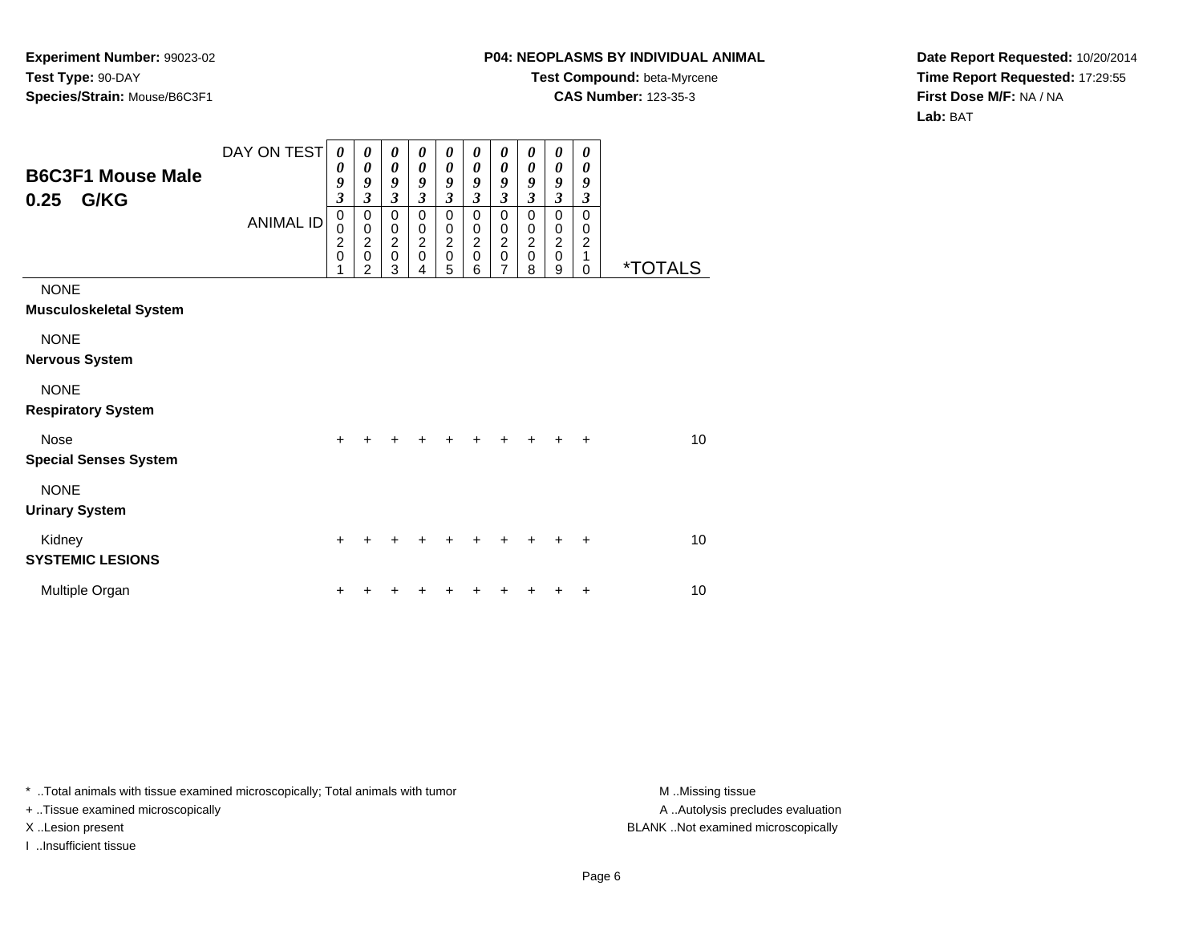**Experiment Number:** 99023-02
**Test Type:** 90-DAY
**Species/Strain:** Mouse/B6C3F1

**P04: NEOPLASMS BY INDIVIDUAL ANIMAL**
**Test Compound:** beta-Myrcene
**CAS Number:** 123-35-3

**Date Report Requested:** 10/20/2014
**Time Report Requested:** 17:29:55
**First Dose M/F:** NA / NA
**Lab:** BAT

## B6C3F1 Mouse Male
## 0.25 G/KG

| DAY ON TEST | 0093 | 0093 | 0093 | 0093 | 0093 | 0093 | 0093 | 0093 | 0093 | 0093 | |
|---|---|---|---|---|---|---|---|---|---|---|---|
| ANIMAL ID | 00201 | 00202 | 00203 | 00204 | 00205 | 00206 | 00207 | 00208 | 00209 | 00210 | *TOTALS |
| NONE | | | | | | | | | | | |
| **Musculoskeletal System** | | | | | | | | | | | |
| NONE | | | | | | | | | | | |
| **Nervous System** | | | | | | | | | | | |
| NONE | | | | | | | | | | | |
| **Respiratory System** | | | | | | | | | | | |
| Nose | + | + | + | + | + | + | + | + | + | + | 10 |
| **Special Senses System** | | | | | | | | | | | |
| NONE | | | | | | | | | | | |
| **Urinary System** | | | | | | | | | | | |
| Kidney | + | + | + | + | + | + | + | + | + | + | 10 |
| **SYSTEMIC LESIONS** | | | | | | | | | | | |
| Multiple Organ | + | + | + | + | + | + | + | + | + | + | 10 |

\* ..Total animals with tissue examined microscopically; Total animals with tumor
+ ..Tissue examined microscopically
X ..Lesion present
I ..Insufficient tissue

M ..Missing tissue
A ..Autolysis precludes evaluation
BLANK ..Not examined microscopically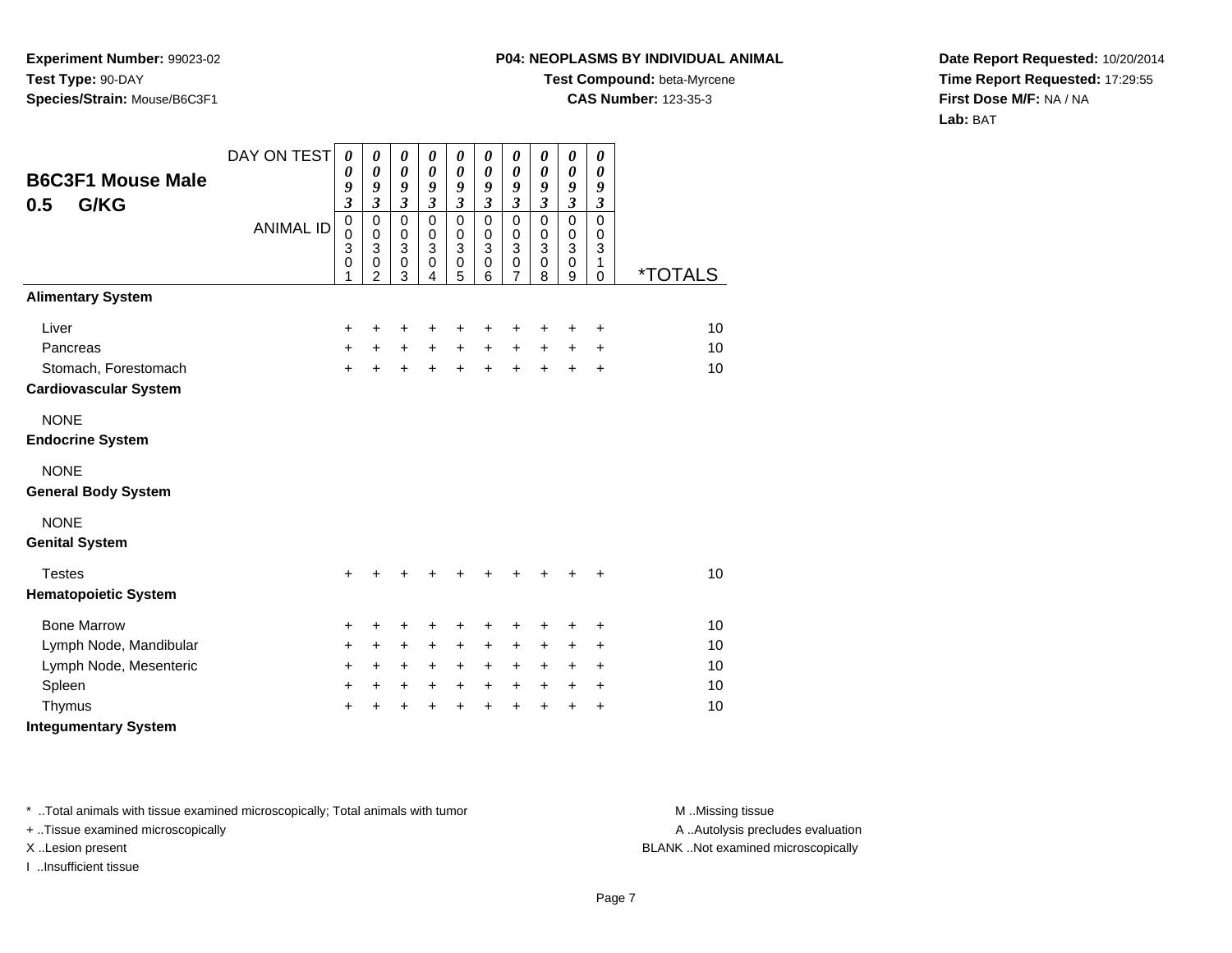**Experiment Number:** 99023-02
**Test Type:** 90-DAY
**Species/Strain:** Mouse/B6C3F1

**P04: NEOPLASMS BY INDIVIDUAL ANIMAL**
**Test Compound:** beta-Myrcene
**CAS Number:** 123-35-3

**Date Report Requested:** 10/20/2014
**Time Report Requested:** 17:29:55
**First Dose M/F:** NA / NA
**Lab:** BAT

## B6C3F1 Mouse Male 0.5 G/KG

| DAY ON TEST | 0093 | 0093 | 0093 | 0093 | 0093 | 0093 | 0093 | 0093 | 0093 | 0093 | |
|---|---|---|---|---|---|---|---|---|---|---|---|
| ANIMAL ID | 00301 | 00302 | 00303 | 00304 | 00305 | 00306 | 00307 | 00308 | 00309 | 00310 | *TOTALS |
| **Alimentary System** | | | | | | | | | | | |
| Liver | + | + | + | + | + | + | + | + | + | + | 10 |
| Pancreas | + | + | + | + | + | + | + | + | + | + | 10 |
| Stomach, Forestomach | + | + | + | + | + | + | + | + | + | + | 10 |
| **Cardiovascular System** | | | | | | | | | | | |
| NONE | | | | | | | | | | | |
| **Endocrine System** | | | | | | | | | | | |
| NONE | | | | | | | | | | | |
| **General Body System** | | | | | | | | | | | |
| NONE | | | | | | | | | | | |
| **Genital System** | | | | | | | | | | | |
| Testes | + | + | + | + | + | + | + | + | + | + | 10 |
| **Hematopoietic System** | | | | | | | | | | | |
| Bone Marrow | + | + | + | + | + | + | + | + | + | + | 10 |
| Lymph Node, Mandibular | + | + | + | + | + | + | + | + | + | + | 10 |
| Lymph Node, Mesenteric | + | + | + | + | + | + | + | + | + | + | 10 |
| Spleen | + | + | + | + | + | + | + | + | + | + | 10 |
| Thymus | + | + | + | + | + | + | + | + | + | + | 10 |
| **Integumentary System** | | | | | | | | | | | |

\* ..Total animals with tissue examined microscopically; Total animals with tumor
\+ ..Tissue examined microscopically
X ..Lesion present
I ..Insufficient tissue

M ..Missing tissue
A ..Autolysis precludes evaluation
BLANK ..Not examined microscopically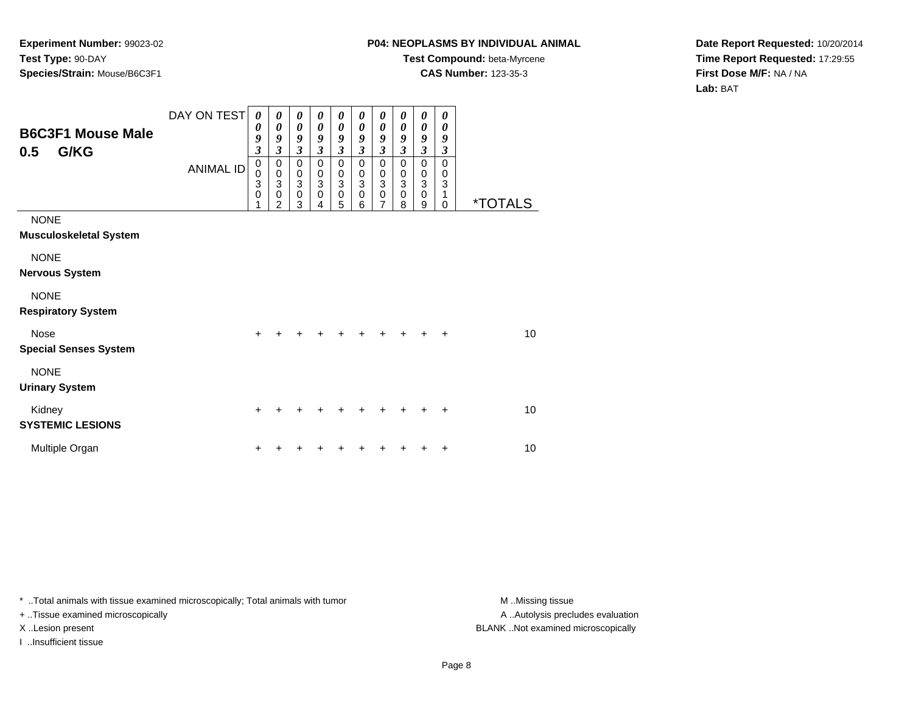**Experiment Number:** 99023-02
**Test Type:** 90-DAY
**Species/Strain:** Mouse/B6C3F1

**P04: NEOPLASMS BY INDIVIDUAL ANIMAL**
**Test Compound:** beta-Myrcene
**CAS Number:** 123-35-3

**Date Report Requested:** 10/20/2014
**Time Report Requested:** 17:29:55
**First Dose M/F:** NA / NA
**Lab:** BAT

## B6C3F1 Mouse Male 0.5 G/KG

| DAY ON TEST | 0093 | 0093 | 0093 | 0093 | 0093 | 0093 | 0093 | 0093 | 0093 | 0093 | |
|---|---|---|---|---|---|---|---|---|---|---|---|
| **ANIMAL ID** | 00301 | 00302 | 00303 | 00304 | 00305 | 00306 | 00307 | 00308 | 00309 | 00310 | ***TOTALS** |
| NONE | | | | | | | | | | | |
| **Musculoskeletal System** | | | | | | | | | | | |
| NONE | | | | | | | | | | | |
| **Nervous System** | | | | | | | | | | | |
| NONE | | | | | | | | | | | |
| **Respiratory System** | | | | | | | | | | | |
| Nose | + | + | + | + | + | + | + | + | + | + | 10 |
| **Special Senses System** | | | | | | | | | | | |
| NONE | | | | | | | | | | | |
| **Urinary System** | | | | | | | | | | | |
| Kidney | + | + | + | + | + | + | + | + | + | + | 10 |
| **SYSTEMIC LESIONS** | | | | | | | | | | | |
| Multiple Organ | + | + | + | + | + | + | + | + | + | + | 10 |

* ..Total animals with tissue examined microscopically; Total animals with tumor
+ ..Tissue examined microscopically
X ..Lesion present
I ..Insufficient tissue

M ..Missing tissue
A ..Autolysis precludes evaluation
BLANK ..Not examined microscopically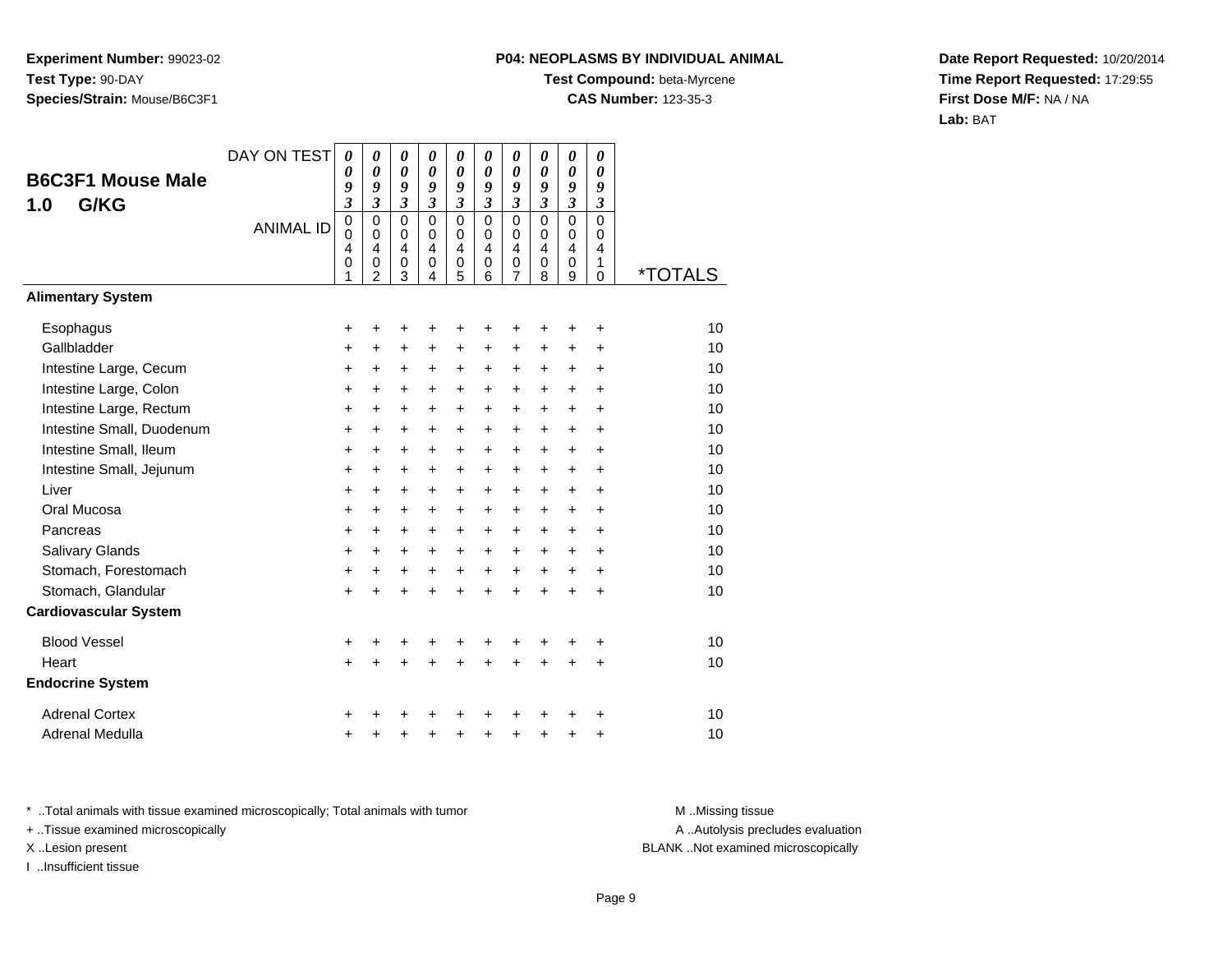**Experiment Number:** 99023-02
**Test Type:** 90-DAY
**Species/Strain:** Mouse/B6C3F1

**P04: NEOPLASMS BY INDIVIDUAL ANIMAL**
**Test Compound:** beta-Myrcene
**CAS Number:** 123-35-3

**Date Report Requested:** 10/20/2014
**Time Report Requested:** 17:29:55
**First Dose M/F:** NA / NA
**Lab:** BAT

## B6C3F1 Mouse Male 1.0 G/KG

| DAY ON TEST | 0093 | 0093 | 0093 | 0093 | 0093 | 0093 | 0093 | 0093 | 0093 | 0093 | |
|---|---|---|---|---|---|---|---|---|---|---|---|
| ANIMAL ID | 00401 | 00402 | 00403 | 00404 | 00405 | 00406 | 00407 | 00408 | 00409 | 00410 | *TOTALS |
| **Alimentary System** | | | | | | | | | | | |
| Esophagus | + | + | + | + | + | + | + | + | + | + | 10 |
| Gallbladder | + | + | + | + | + | + | + | + | + | + | 10 |
| Intestine Large, Cecum | + | + | + | + | + | + | + | + | + | + | 10 |
| Intestine Large, Colon | + | + | + | + | + | + | + | + | + | + | 10 |
| Intestine Large, Rectum | + | + | + | + | + | + | + | + | + | + | 10 |
| Intestine Small, Duodenum | + | + | + | + | + | + | + | + | + | + | 10 |
| Intestine Small, Ileum | + | + | + | + | + | + | + | + | + | + | 10 |
| Intestine Small, Jejunum | + | + | + | + | + | + | + | + | + | + | 10 |
| Liver | + | + | + | + | + | + | + | + | + | + | 10 |
| Oral Mucosa | + | + | + | + | + | + | + | + | + | + | 10 |
| Pancreas | + | + | + | + | + | + | + | + | + | + | 10 |
| Salivary Glands | + | + | + | + | + | + | + | + | + | + | 10 |
| Stomach, Forestomach | + | + | + | + | + | + | + | + | + | + | 10 |
| Stomach, Glandular | + | + | + | + | + | + | + | + | + | + | 10 |
| **Cardiovascular System** | | | | | | | | | | | |
| Blood Vessel | + | + | + | + | + | + | + | + | + | + | 10 |
| Heart | + | + | + | + | + | + | + | + | + | + | 10 |
| **Endocrine System** | | | | | | | | | | | |
| Adrenal Cortex | + | + | + | + | + | + | + | + | + | + | 10 |
| Adrenal Medulla | + | + | + | + | + | + | + | + | + | + | 10 |

* ..Total animals with tissue examined microscopically; Total animals with tumor
+ ..Tissue examined microscopically
X ..Lesion present
I ..Insufficient tissue

M ..Missing tissue
A ..Autolysis precludes evaluation
BLANK ..Not examined microscopically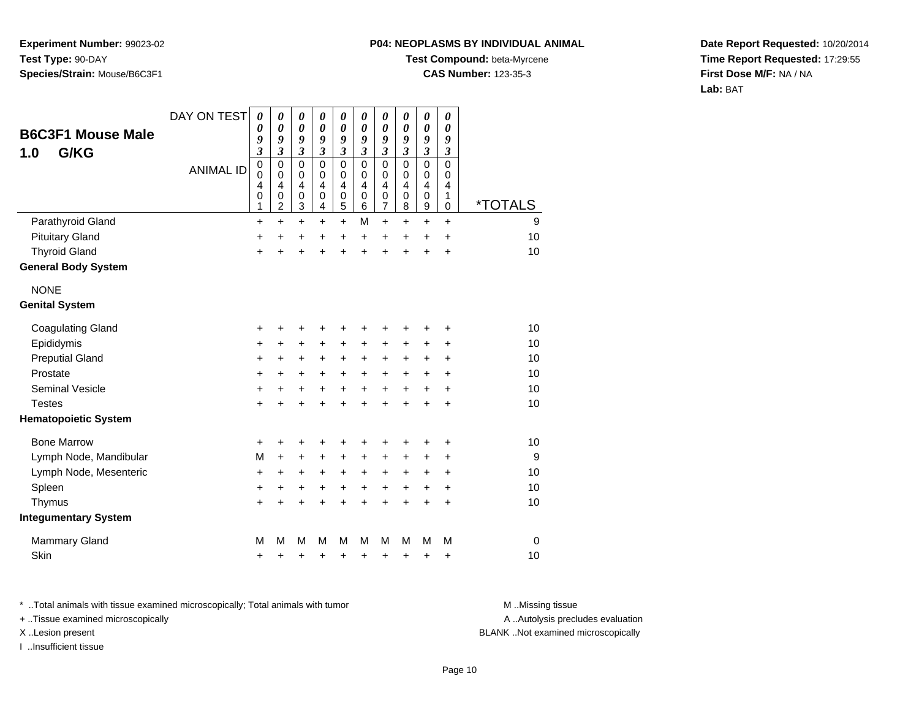**Experiment Number:** 99023-02
**Test Type:** 90-DAY
**Species/Strain:** Mouse/B6C3F1

**P04: NEOPLASMS BY INDIVIDUAL ANIMAL**
**Test Compound:** beta-Myrcene
**CAS Number:** 123-35-3

**Date Report Requested:** 10/20/2014
**Time Report Requested:** 17:29:55
**First Dose M/F:** NA / NA
**Lab:** BAT

## B6C3F1 Mouse Male
## 1.0 G/KG

| DAY ON TEST | 0093 | 0093 | 0093 | 0093 | 0093 | 0093 | 0093 | 0093 | 0093 | 0093 | |
|---|---|---|---|---|---|---|---|---|---|---|---|
| ANIMAL ID | 00401 | 00402 | 00403 | 00404 | 00405 | 00406 | 00407 | 00408 | 00409 | 00410 | *TOTALS |
| Parathyroid Gland | + | + | + | + | + | M | + | + | + | + | 9 |
| Pituitary Gland | + | + | + | + | + | + | + | + | + | + | 10 |
| Thyroid Gland | + | + | + | + | + | + | + | + | + | + | 10 |
| **General Body System** | | | | | | | | | | | |
| NONE | | | | | | | | | | | |
| **Genital System** | | | | | | | | | | | |
| Coagulating Gland | + | + | + | + | + | + | + | + | + | + | 10 |
| Epididymis | + | + | + | + | + | + | + | + | + | + | 10 |
| Preputial Gland | + | + | + | + | + | + | + | + | + | + | 10 |
| Prostate | + | + | + | + | + | + | + | + | + | + | 10 |
| Seminal Vesicle | + | + | + | + | + | + | + | + | + | + | 10 |
| Testes | + | + | + | + | + | + | + | + | + | + | 10 |
| **Hematopoietic System** | | | | | | | | | | | |
| Bone Marrow | + | + | + | + | + | + | + | + | + | + | 10 |
| Lymph Node, Mandibular | M | + | + | + | + | + | + | + | + | + | 9 |
| Lymph Node, Mesenteric | + | + | + | + | + | + | + | + | + | + | 10 |
| Spleen | + | + | + | + | + | + | + | + | + | + | 10 |
| Thymus | + | + | + | + | + | + | + | + | + | + | 10 |
| **Integumentary System** | | | | | | | | | | | |
| Mammary Gland | M | M | M | M | M | M | M | M | M | M | 0 |
| Skin | + | + | + | + | + | + | + | + | + | + | 10 |

* ..Total animals with tissue examined microscopically; Total animals with tumor
+ ..Tissue examined microscopically
X ..Lesion present
I ..Insufficient tissue

M ..Missing tissue
A ..Autolysis precludes evaluation
BLANK ..Not examined microscopically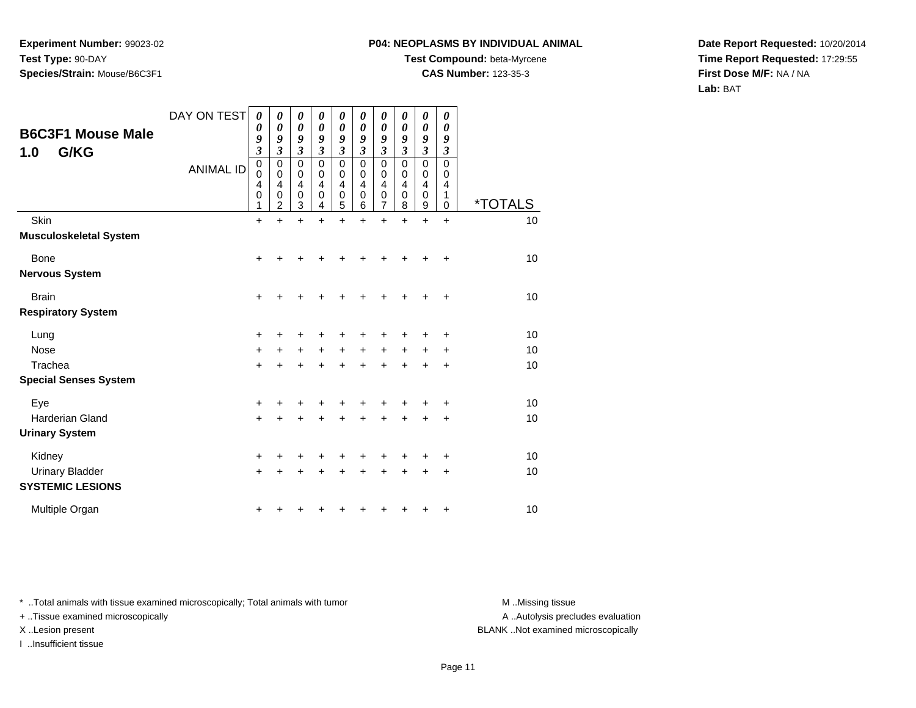**Experiment Number:** 99023-02
**Test Type:** 90-DAY
**Species/Strain:** Mouse/B6C3F1

**P04: NEOPLASMS BY INDIVIDUAL ANIMAL**
**Test Compound:** beta-Myrcene
**CAS Number:** 123-35-3

**Date Report Requested:** 10/20/2014
**Time Report Requested:** 17:29:55
**First Dose M/F:** NA / NA
**Lab:** BAT

## B6C3F1 Mouse Male
## 1.0 G/KG

| DAY ON TEST | 0093 | 0093 | 0093 | 0093 | 0093 | 0093 | 0093 | 0093 | 0093 | 0093 | |
|---|---|---|---|---|---|---|---|---|---|---|---|
| ANIMAL ID | 00401 | 00402 | 00403 | 00404 | 00405 | 00406 | 00407 | 00408 | 00409 | 00410 | *TOTALS |
| Skin | + | + | + | + | + | + | + | + | + | + | 10 |
| **Musculoskeletal System** | | | | | | | | | | | |
| Bone | + | + | + | + | + | + | + | + | + | + | 10 |
| **Nervous System** | | | | | | | | | | | |
| Brain | + | + | + | + | + | + | + | + | + | + | 10 |
| **Respiratory System** | | | | | | | | | | | |
| Lung | + | + | + | + | + | + | + | + | + | + | 10 |
| Nose | + | + | + | + | + | + | + | + | + | + | 10 |
| Trachea | + | + | + | + | + | + | + | + | + | + | 10 |
| **Special Senses System** | | | | | | | | | | | |
| Eye | + | + | + | + | + | + | + | + | + | + | 10 |
| Harderian Gland | + | + | + | + | + | + | + | + | + | + | 10 |
| **Urinary System** | | | | | | | | | | | |
| Kidney | + | + | + | + | + | + | + | + | + | + | 10 |
| Urinary Bladder | + | + | + | + | + | + | + | + | + | + | 10 |
| **SYSTEMIC LESIONS** | | | | | | | | | | | |
| Multiple Organ | + | + | + | + | + | + | + | + | + | + | 10 |

* ..Total animals with tissue examined microscopically; Total animals with tumor
+ ..Tissue examined microscopically
X ..Lesion present
I ..Insufficient tissue

M ..Missing tissue
A ..Autolysis precludes evaluation
BLANK ..Not examined microscopically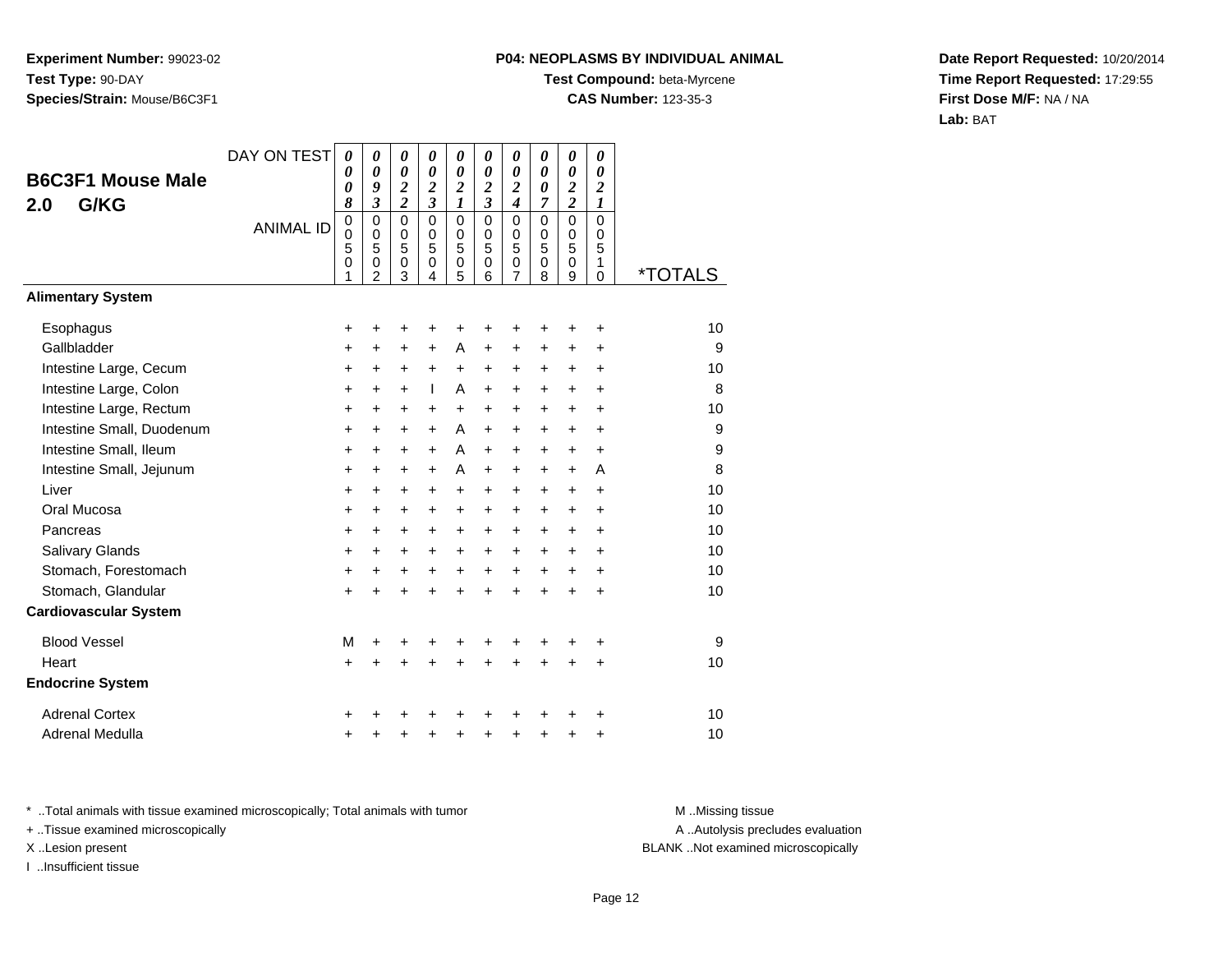**Experiment Number:** 99023-02
**Test Type:** 90-DAY
**Species/Strain:** Mouse/B6C3F1

**P04: NEOPLASMS BY INDIVIDUAL ANIMAL**
**Test Compound:** beta-Myrcene
**CAS Number:** 123-35-3

**Date Report Requested:** 10/20/2014
**Time Report Requested:** 17:29:55
**First Dose M/F:** NA / NA
**Lab:** BAT

## B6C3F1 Mouse Male
## 2.0 G/KG

| DAY ON TEST | 0008 | 0093 | 0022 | 0023 | 0021 | 0023 | 0024 | 0007 | 0022 | 0021 | |
|---|---|---|---|---|---|---|---|---|---|---|---|
| ANIMAL ID | 00501 | 00502 | 00503 | 00504 | 00505 | 00506 | 00507 | 00508 | 00509 | 00510 | *TOTALS |
| **Alimentary System** | | | | | | | | | | | |
| Esophagus | + | + | + | + | + | + | + | + | + | + | 10 |
| Gallbladder | + | + | + | + | A | + | + | + | + | + | 9 |
| Intestine Large, Cecum | + | + | + | + | + | + | + | + | + | + | 10 |
| Intestine Large, Colon | + | + | + | I | A | + | + | + | + | + | 8 |
| Intestine Large, Rectum | + | + | + | + | + | + | + | + | + | + | 10 |
| Intestine Small, Duodenum | + | + | + | + | A | + | + | + | + | + | 9 |
| Intestine Small, Ileum | + | + | + | + | A | + | + | + | + | + | 9 |
| Intestine Small, Jejunum | + | + | + | + | A | + | + | + | + | A | 8 |
| Liver | + | + | + | + | + | + | + | + | + | + | 10 |
| Oral Mucosa | + | + | + | + | + | + | + | + | + | + | 10 |
| Pancreas | + | + | + | + | + | + | + | + | + | + | 10 |
| Salivary Glands | + | + | + | + | + | + | + | + | + | + | 10 |
| Stomach, Forestomach | + | + | + | + | + | + | + | + | + | + | 10 |
| Stomach, Glandular | + | + | + | + | + | + | + | + | + | + | 10 |
| **Cardiovascular System** | | | | | | | | | | | |
| Blood Vessel | M | + | + | + | + | + | + | + | + | + | 9 |
| Heart | + | + | + | + | + | + | + | + | + | + | 10 |
| **Endocrine System** | | | | | | | | | | | |
| Adrenal Cortex | + | + | + | + | + | + | + | + | + | + | 10 |
| Adrenal Medulla | + | + | + | + | + | + | + | + | + | + | 10 |

* ..Total animals with tissue examined microscopically; Total animals with tumor
+ ..Tissue examined microscopically
X ..Lesion present
I ..Insufficient tissue

M ..Missing tissue
A ..Autolysis precludes evaluation
BLANK ..Not examined microscopically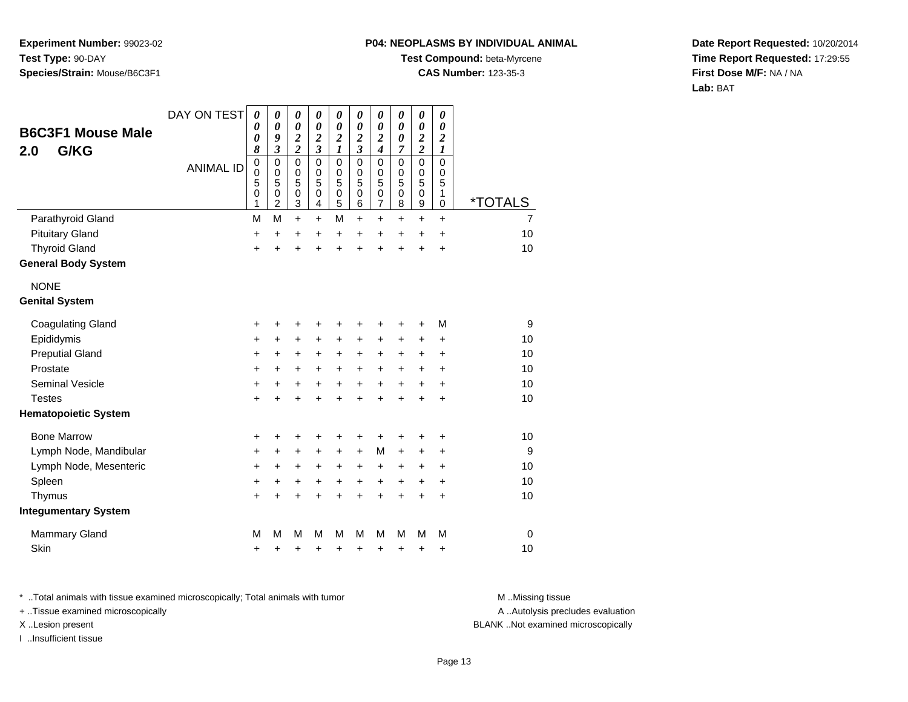**Experiment Number:** 99023-02
**Test Type:** 90-DAY
**Species/Strain:** Mouse/B6C3F1

**P04: NEOPLASMS BY INDIVIDUAL ANIMAL**
**Test Compound:** beta-Myrcene
**CAS Number:** 123-35-3

**Date Report Requested:** 10/20/2014
**Time Report Requested:** 17:29:55
**First Dose M/F:** NA / NA
**Lab:** BAT

## B6C3F1 Mouse Male 2.0 G/KG

| DAY ON TEST | 0008 | 0093 | 0022 | 0023 | 0021 | 0023 | 0024 | 0007 | 0022 | 0021 | |
|---|---|---|---|---|---|---|---|---|---|---|---|
| ANIMAL ID | 00501 | 00502 | 00503 | 00504 | 00505 | 00506 | 00507 | 00508 | 00509 | 00510 | *TOTALS |
| Parathyroid Gland | M | M | + | + | M | + | + | + | + | + | 7 |
| Pituitary Gland | + | + | + | + | + | + | + | + | + | + | 10 |
| Thyroid Gland | + | + | + | + | + | + | + | + | + | + | 10 |
| **General Body System** | | | | | | | | | | | |
| NONE | | | | | | | | | | | |
| **Genital System** | | | | | | | | | | | |
| Coagulating Gland | + | + | + | + | + | + | + | + | + | M | 9 |
| Epididymis | + | + | + | + | + | + | + | + | + | + | 10 |
| Preputial Gland | + | + | + | + | + | + | + | + | + | + | 10 |
| Prostate | + | + | + | + | + | + | + | + | + | + | 10 |
| Seminal Vesicle | + | + | + | + | + | + | + | + | + | + | 10 |
| Testes | + | + | + | + | + | + | + | + | + | + | 10 |
| **Hematopoietic System** | | | | | | | | | | | |
| Bone Marrow | + | + | + | + | + | + | + | + | + | + | 10 |
| Lymph Node, Mandibular | + | + | + | + | + | + | M | + | + | + | 9 |
| Lymph Node, Mesenteric | + | + | + | + | + | + | + | + | + | + | 10 |
| Spleen | + | + | + | + | + | + | + | + | + | + | 10 |
| Thymus | + | + | + | + | + | + | + | + | + | + | 10 |
| **Integumentary System** | | | | | | | | | | | |
| Mammary Gland | M | M | M | M | M | M | M | M | M | M | 0 |
| Skin | + | + | + | + | + | + | + | + | + | + | 10 |

\* ..Total animals with tissue examined microscopically; Total animals with tumor
\+ ..Tissue examined microscopically
X ..Lesion present
I ..Insufficient tissue

M ..Missing tissue
A ..Autolysis precludes evaluation
BLANK ..Not examined microscopically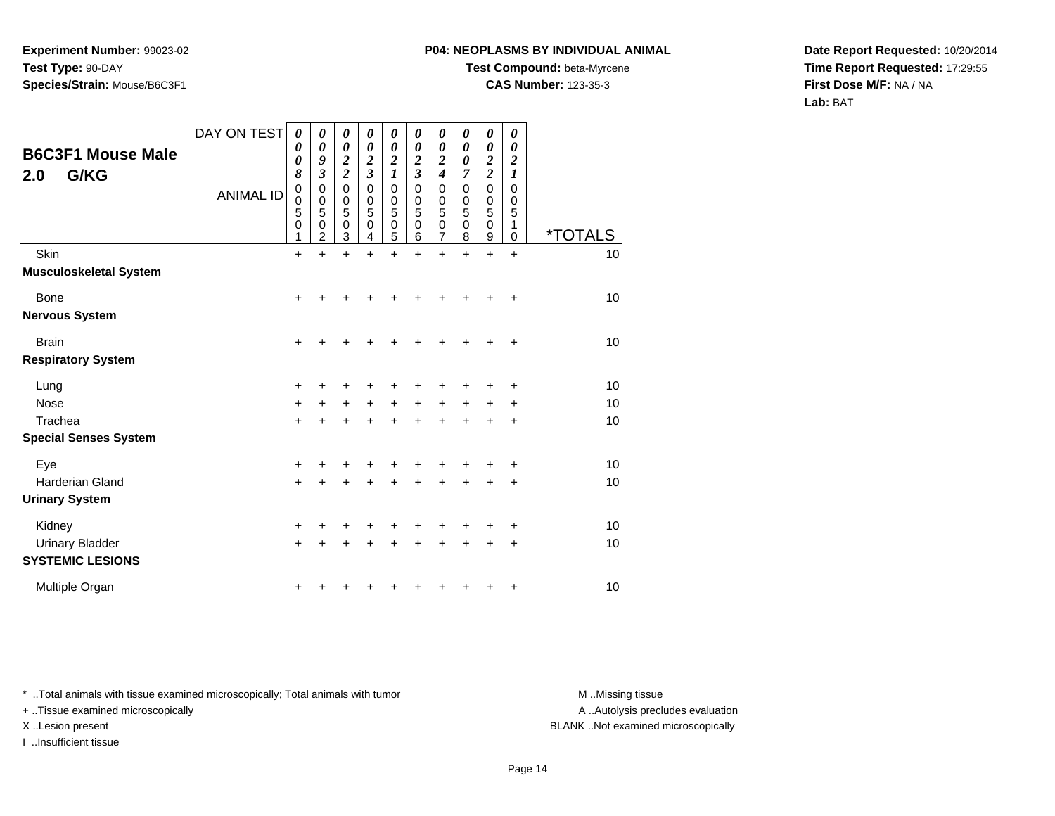**Experiment Number:** 99023-02
**Test Type:** 90-DAY
**Species/Strain:** Mouse/B6C3F1

**P04: NEOPLASMS BY INDIVIDUAL ANIMAL**
**Test Compound:** beta-Myrcene
**CAS Number:** 123-35-3

**Date Report Requested:** 10/20/2014
**Time Report Requested:** 17:29:55
**First Dose M/F:** NA / NA
**Lab:** BAT

## B6C3F1 Mouse Male
## 2.0 G/KG

| DAY ON TEST | 0008 | 0093 | 0022 | 0023 | 0021 | 0023 | 0024 | 0007 | 0022 | 0021 | |
|---|---|---|---|---|---|---|---|---|---|---|---|
| ANIMAL ID | 00501 | 00502 | 00503 | 00504 | 00505 | 00506 | 00507 | 00508 | 00509 | 00510 | *TOTALS |
| Skin | + | + | + | + | + | + | + | + | + | + | 10 |
| **Musculoskeletal System** | | | | | | | | | | | |
| Bone | + | + | + | + | + | + | + | + | + | + | 10 |
| **Nervous System** | | | | | | | | | | | |
| Brain | + | + | + | + | + | + | + | + | + | + | 10 |
| **Respiratory System** | | | | | | | | | | | |
| Lung | + | + | + | + | + | + | + | + | + | + | 10 |
| Nose | + | + | + | + | + | + | + | + | + | + | 10 |
| Trachea | + | + | + | + | + | + | + | + | + | + | 10 |
| **Special Senses System** | | | | | | | | | | | |
| Eye | + | + | + | + | + | + | + | + | + | + | 10 |
| Harderian Gland | + | + | + | + | + | + | + | + | + | + | 10 |
| **Urinary System** | | | | | | | | | | | |
| Kidney | + | + | + | + | + | + | + | + | + | + | 10 |
| Urinary Bladder | + | + | + | + | + | + | + | + | + | + | 10 |
| **SYSTEMIC LESIONS** | | | | | | | | | | | |
| Multiple Organ | + | + | + | + | + | + | + | + | + | + | 10 |

* ..Total animals with tissue examined microscopically; Total animals with tumor
+ ..Tissue examined microscopically
X ..Lesion present
I ..Insufficient tissue

M ..Missing tissue
A ..Autolysis precludes evaluation
BLANK ..Not examined microscopically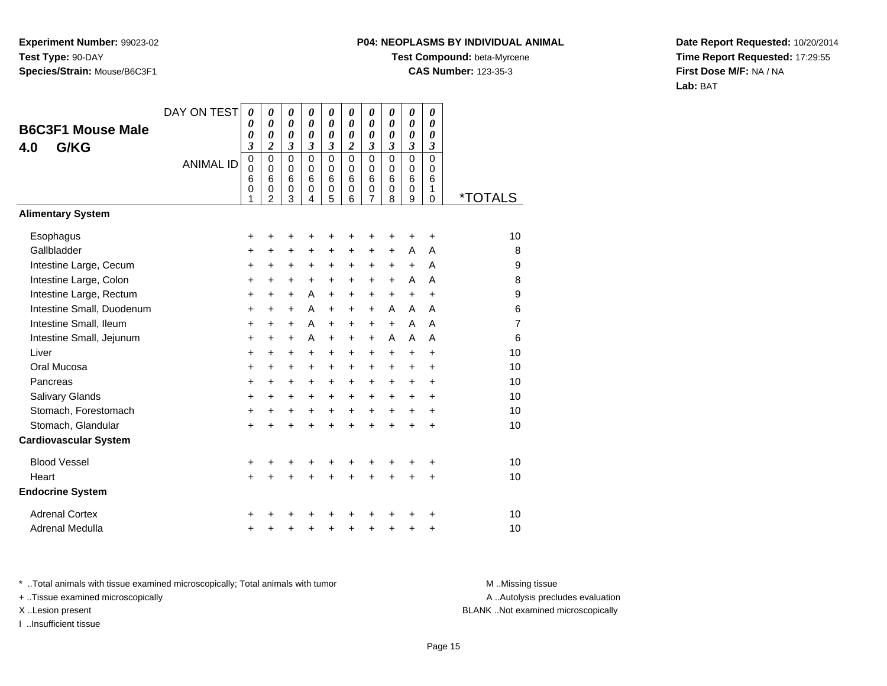**Experiment Number:** 99023-02
**Test Type:** 90-DAY
**Species/Strain:** Mouse/B6C3F1

**P04: NEOPLASMS BY INDIVIDUAL ANIMAL**
**Test Compound:** beta-Myrcene
**CAS Number:** 123-35-3

**Date Report Requested:** 10/20/2014
**Time Report Requested:** 17:29:55
**First Dose M/F:** NA / NA
**Lab:** BAT

## B6C3F1 Mouse Male 4.0 G/KG

| DAY ON TEST | 0003 | 0002 | 0003 | 0003 | 0003 | 0002 | 0003 | 0003 | 0003 | 0003 | |
|---|---|---|---|---|---|---|---|---|---|---|---|
| ANIMAL ID | 00601 | 00602 | 00603 | 00604 | 00605 | 00606 | 00607 | 00608 | 00609 | 00610 | *TOTALS |
| **Alimentary System** | | | | | | | | | | | |
| Esophagus | + | + | + | + | + | + | + | + | + | + | 10 |
| Gallbladder | + | + | + | + | + | + | + | + | A | A | 8 |
| Intestine Large, Cecum | + | + | + | + | + | + | + | + | + | A | 9 |
| Intestine Large, Colon | + | + | + | + | + | + | + | + | A | A | 8 |
| Intestine Large, Rectum | + | + | + | A | + | + | + | + | + | + | 9 |
| Intestine Small, Duodenum | + | + | + | A | + | + | + | A | A | A | 6 |
| Intestine Small, Ileum | + | + | + | A | + | + | + | + | A | A | 7 |
| Intestine Small, Jejunum | + | + | + | A | + | + | + | A | A | A | 6 |
| Liver | + | + | + | + | + | + | + | + | + | + | 10 |
| Oral Mucosa | + | + | + | + | + | + | + | + | + | + | 10 |
| Pancreas | + | + | + | + | + | + | + | + | + | + | 10 |
| Salivary Glands | + | + | + | + | + | + | + | + | + | + | 10 |
| Stomach, Forestomach | + | + | + | + | + | + | + | + | + | + | 10 |
| Stomach, Glandular | + | + | + | + | + | + | + | + | + | + | 10 |
| **Cardiovascular System** | | | | | | | | | | | |
| Blood Vessel | + | + | + | + | + | + | + | + | + | + | 10 |
| Heart | + | + | + | + | + | + | + | + | + | + | 10 |
| **Endocrine System** | | | | | | | | | | | |
| Adrenal Cortex | + | + | + | + | + | + | + | + | + | + | 10 |
| Adrenal Medulla | + | + | + | + | + | + | + | + | + | + | 10 |

* ..Total animals with tissue examined microscopically; Total animals with tumor
+ ..Tissue examined microscopically
X ..Lesion present
I ..Insufficient tissue

M ..Missing tissue
A ..Autolysis precludes evaluation
BLANK ..Not examined microscopically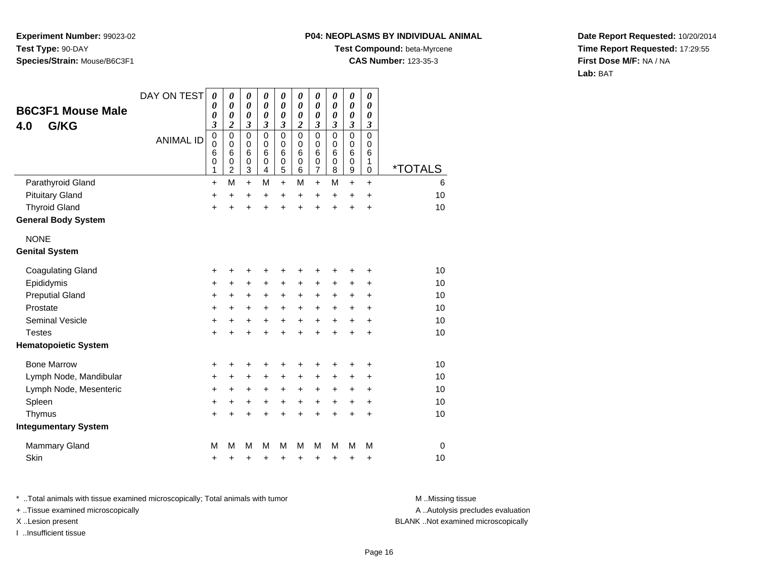**Experiment Number:** 99023-02
**Test Type:** 90-DAY
**Species/Strain:** Mouse/B6C3F1

**P04: NEOPLASMS BY INDIVIDUAL ANIMAL**
**Test Compound:** beta-Myrcene
**CAS Number:** 123-35-3

**Date Report Requested:** 10/20/2014
**Time Report Requested:** 17:29:55
**First Dose M/F:** NA / NA
**Lab:** BAT

## B6C3F1 Mouse Male 4.0 G/KG

| DAY ON TEST | 0003 | 0002 | 0003 | 0003 | 0003 | 0002 | 0003 | 0003 | 0003 | 0003 | |
|---|---|---|---|---|---|---|---|---|---|---|---|
| ANIMAL ID | 00601 | 00602 | 00603 | 00604 | 00605 | 00606 | 00607 | 00608 | 00609 | 00610 | *TOTALS |
| Parathyroid Gland | + | M | + | M | + | M | + | M | + | + | 6 |
| Pituitary Gland | + | + | + | + | + | + | + | + | + | + | 10 |
| Thyroid Gland | + | + | + | + | + | + | + | + | + | + | 10 |
| **General Body System** | | | | | | | | | | | |
| NONE | | | | | | | | | | | |
| **Genital System** | | | | | | | | | | | |
| Coagulating Gland | + | + | + | + | + | + | + | + | + | + | 10 |
| Epididymis | + | + | + | + | + | + | + | + | + | + | 10 |
| Preputial Gland | + | + | + | + | + | + | + | + | + | + | 10 |
| Prostate | + | + | + | + | + | + | + | + | + | + | 10 |
| Seminal Vesicle | + | + | + | + | + | + | + | + | + | + | 10 |
| Testes | + | + | + | + | + | + | + | + | + | + | 10 |
| **Hematopoietic System** | | | | | | | | | | | |
| Bone Marrow | + | + | + | + | + | + | + | + | + | + | 10 |
| Lymph Node, Mandibular | + | + | + | + | + | + | + | + | + | + | 10 |
| Lymph Node, Mesenteric | + | + | + | + | + | + | + | + | + | + | 10 |
| Spleen | + | + | + | + | + | + | + | + | + | + | 10 |
| Thymus | + | + | + | + | + | + | + | + | + | + | 10 |
| **Integumentary System** | | | | | | | | | | | |
| Mammary Gland | M | M | M | M | M | M | M | M | M | M | 0 |
| Skin | + | + | + | + | + | + | + | + | + | + | 10 |

\* ..Total animals with tissue examined microscopically; Total animals with tumor
\+ ..Tissue examined microscopically
X ..Lesion present
I ..Insufficient tissue

M ..Missing tissue
A ..Autolysis precludes evaluation
BLANK ..Not examined microscopically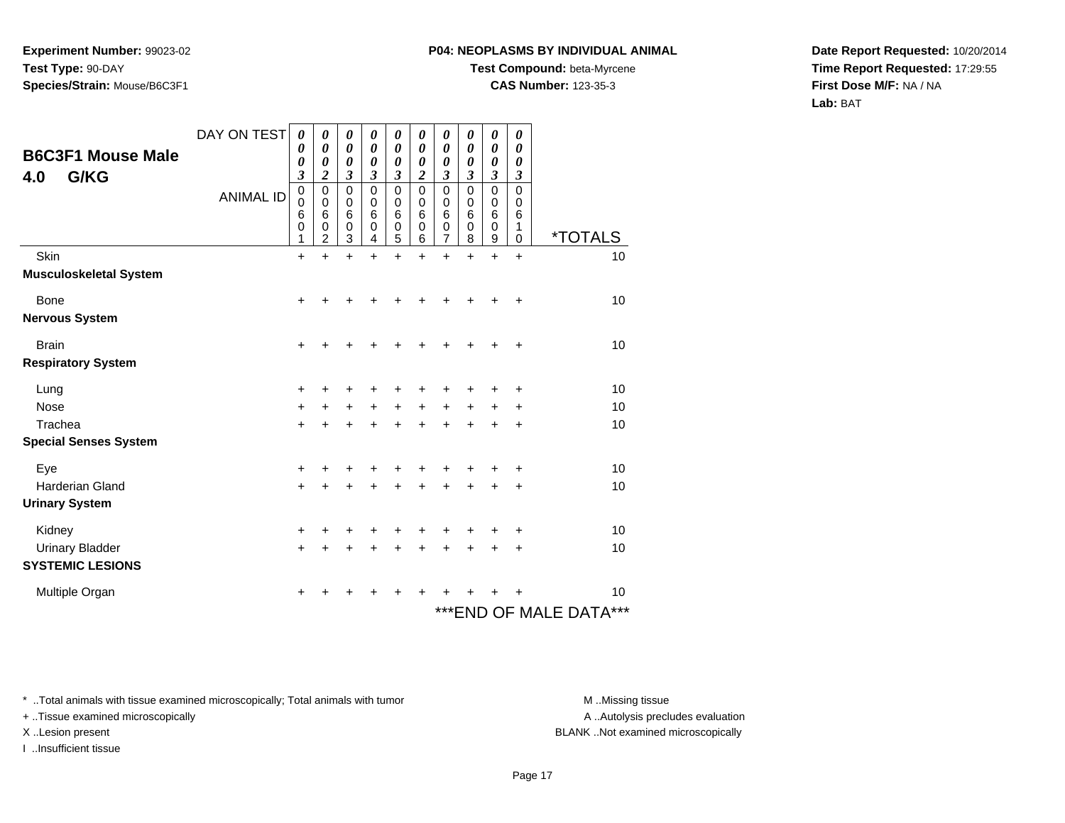**Experiment Number:** 99023-02
**Test Type:** 90-DAY
**Species/Strain:** Mouse/B6C3F1

**P04: NEOPLASMS BY INDIVIDUAL ANIMAL**
**Test Compound:** beta-Myrcene
**CAS Number:** 123-35-3

**Date Report Requested:** 10/20/2014
**Time Report Requested:** 17:29:55
**First Dose M/F:** NA / NA
**Lab:** BAT

## B6C3F1 Mouse Male
## 4.0 G/KG

| DAY ON TEST | 0003 | 0002 | 0003 | 0003 | 0003 | 0002 | 0003 | 0003 | 0003 | 0003 | |
|---|---|---|---|---|---|---|---|---|---|---|---|
| ANIMAL ID | 00601 | 00602 | 00603 | 00604 | 00605 | 00606 | 00607 | 00608 | 00609 | 00610 | *TOTALS |
| Skin | + | + | + | + | + | + | + | + | + | + | 10 |
| **Musculoskeletal System** | | | | | | | | | | | |
| Bone | + | + | + | + | + | + | + | + | + | + | 10 |
| **Nervous System** | | | | | | | | | | | |
| Brain | + | + | + | + | + | + | + | + | + | + | 10 |
| **Respiratory System** | | | | | | | | | | | |
| Lung | + | + | + | + | + | + | + | + | + | + | 10 |
| Nose | + | + | + | + | + | + | + | + | + | + | 10 |
| Trachea | + | + | + | + | + | + | + | + | + | + | 10 |
| **Special Senses System** | | | | | | | | | | | |
| Eye | + | + | + | + | + | + | + | + | + | + | 10 |
| Harderian Gland | + | + | + | + | + | + | + | + | + | + | 10 |
| **Urinary System** | | | | | | | | | | | |
| Kidney | + | + | + | + | + | + | + | + | + | + | 10 |
| Urinary Bladder | + | + | + | + | + | + | + | + | + | + | 10 |
| **SYSTEMIC LESIONS** | | | | | | | | | | | |
| Multiple Organ | + | + | + | + | + | + | + | + | + | + | 10 |

***END OF MALE DATA***

* ..Total animals with tissue examined microscopically; Total animals with tumor
+ ..Tissue examined microscopically
X ..Lesion present
I ..Insufficient tissue

M ..Missing tissue
A ..Autolysis precludes evaluation
BLANK ..Not examined microscopically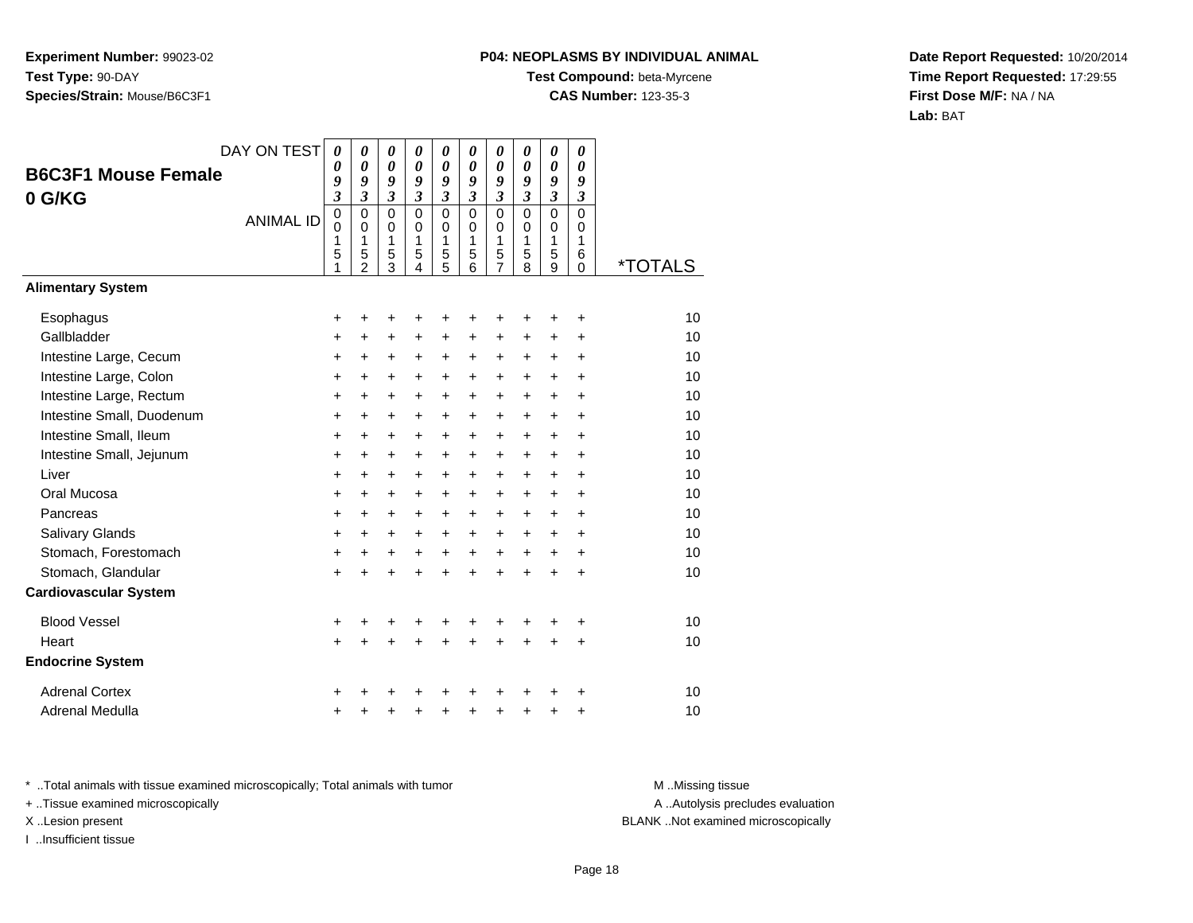**Experiment Number:** 99023-02
**Test Type:** 90-DAY
**Species/Strain:** Mouse/B6C3F1

**P04: NEOPLASMS BY INDIVIDUAL ANIMAL**
**Test Compound:** beta-Myrcene
**CAS Number:** 123-35-3

**Date Report Requested:** 10/20/2014
**Time Report Requested:** 17:29:55
**First Dose M/F:** NA / NA
**Lab:** BAT

## B6C3F1 Mouse Female
## 0 G/KG

| DAY ON TEST | 0093 | 0093 | 0093 | 0093 | 0093 | 0093 | 0093 | 0093 | 0093 | 0093 | |
|---|---|---|---|---|---|---|---|---|---|---|---|
| **ANIMAL ID** | 00151 | 00152 | 00153 | 00154 | 00155 | 00156 | 00157 | 00158 | 00159 | 00160 | ***TOTALS** |
| **Alimentary System** | | | | | | | | | | | |
| Esophagus | + | + | + | + | + | + | + | + | + | + | 10 |
| Gallbladder | + | + | + | + | + | + | + | + | + | + | 10 |
| Intestine Large, Cecum | + | + | + | + | + | + | + | + | + | + | 10 |
| Intestine Large, Colon | + | + | + | + | + | + | + | + | + | + | 10 |
| Intestine Large, Rectum | + | + | + | + | + | + | + | + | + | + | 10 |
| Intestine Small, Duodenum | + | + | + | + | + | + | + | + | + | + | 10 |
| Intestine Small, Ileum | + | + | + | + | + | + | + | + | + | + | 10 |
| Intestine Small, Jejunum | + | + | + | + | + | + | + | + | + | + | 10 |
| Liver | + | + | + | + | + | + | + | + | + | + | 10 |
| Oral Mucosa | + | + | + | + | + | + | + | + | + | + | 10 |
| Pancreas | + | + | + | + | + | + | + | + | + | + | 10 |
| Salivary Glands | + | + | + | + | + | + | + | + | + | + | 10 |
| Stomach, Forestomach | + | + | + | + | + | + | + | + | + | + | 10 |
| Stomach, Glandular | + | + | + | + | + | + | + | + | + | + | 10 |
| **Cardiovascular System** | | | | | | | | | | | |
| Blood Vessel | + | + | + | + | + | + | + | + | + | + | 10 |
| Heart | + | + | + | + | + | + | + | + | + | + | 10 |
| **Endocrine System** | | | | | | | | | | | |
| Adrenal Cortex | + | + | + | + | + | + | + | + | + | + | 10 |
| Adrenal Medulla | + | + | + | + | + | + | + | + | + | + | 10 |

* ..Total animals with tissue examined microscopically; Total animals with tumor
+ ..Tissue examined microscopically
X ..Lesion present
I ..Insufficient tissue

M ..Missing tissue
A ..Autolysis precludes evaluation
BLANK ..Not examined microscopically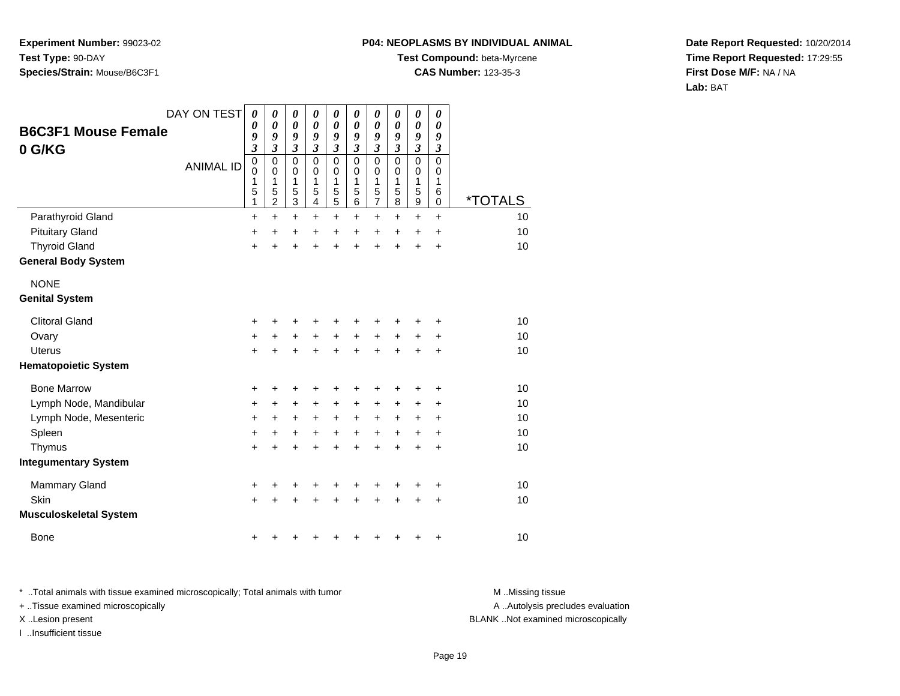**Experiment Number:** 99023-02
**Test Type:** 90-DAY
**Species/Strain:** Mouse/B6C3F1

**P04: NEOPLASMS BY INDIVIDUAL ANIMAL**
**Test Compound:** beta-Myrcene
**CAS Number:** 123-35-3

**Date Report Requested:** 10/20/2014
**Time Report Requested:** 17:29:55
**First Dose M/F:** NA / NA
**Lab:** BAT

## B6C3F1 Mouse Female
## 0 G/KG

| DAY ON TEST | 0093 | 0093 | 0093 | 0093 | 0093 | 0093 | 0093 | 0093 | 0093 | 0093 | |
|---|---|---|---|---|---|---|---|---|---|---|---|
| ANIMAL ID | 00151 | 00152 | 00153 | 00154 | 00155 | 00156 | 00157 | 00158 | 00159 | 00160 | *TOTALS |
| Parathyroid Gland | + | + | + | + | + | + | + | + | + | + | 10 |
| Pituitary Gland | + | + | + | + | + | + | + | + | + | + | 10 |
| Thyroid Gland | + | + | + | + | + | + | + | + | + | + | 10 |
| **General Body System** | | | | | | | | | | | |
| NONE | | | | | | | | | | | |
| **Genital System** | | | | | | | | | | | |
| Clitoral Gland | + | + | + | + | + | + | + | + | + | + | 10 |
| Ovary | + | + | + | + | + | + | + | + | + | + | 10 |
| Uterus | + | + | + | + | + | + | + | + | + | + | 10 |
| **Hematopoietic System** | | | | | | | | | | | |
| Bone Marrow | + | + | + | + | + | + | + | + | + | + | 10 |
| Lymph Node, Mandibular | + | + | + | + | + | + | + | + | + | + | 10 |
| Lymph Node, Mesenteric | + | + | + | + | + | + | + | + | + | + | 10 |
| Spleen | + | + | + | + | + | + | + | + | + | + | 10 |
| Thymus | + | + | + | + | + | + | + | + | + | + | 10 |
| **Integumentary System** | | | | | | | | | | | |
| Mammary Gland | + | + | + | + | + | + | + | + | + | + | 10 |
| Skin | + | + | + | + | + | + | + | + | + | + | 10 |
| **Musculoskeletal System** | | | | | | | | | | | |
| Bone | + | + | + | + | + | + | + | + | + | + | 10 |

* ..Total animals with tissue examined microscopically; Total animals with tumor
+ ..Tissue examined microscopically
X ..Lesion present
I ..Insufficient tissue

M ..Missing tissue
A ..Autolysis precludes evaluation
BLANK ..Not examined microscopically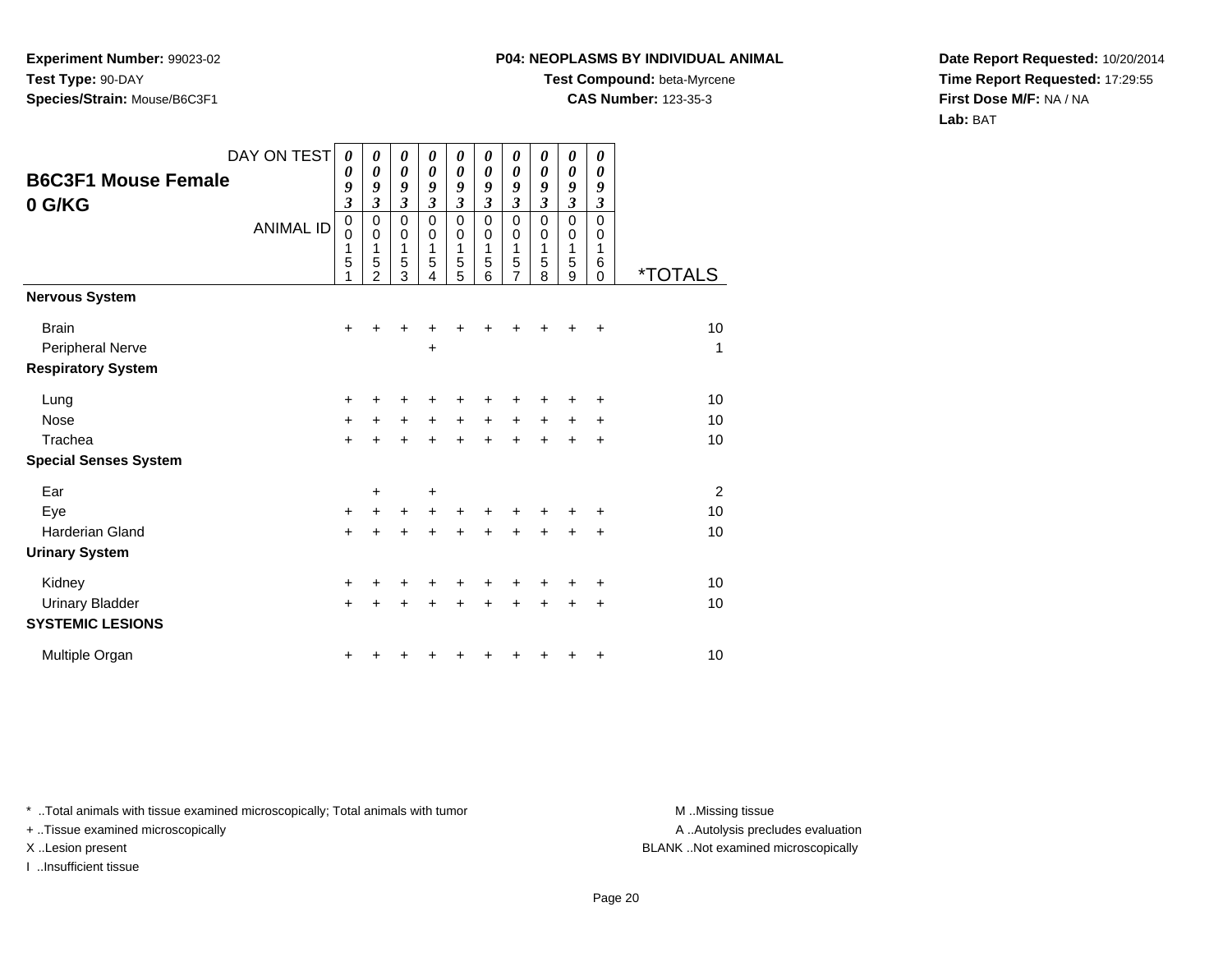**Experiment Number:** 99023-02
**Test Type:** 90-DAY
**Species/Strain:** Mouse/B6C3F1

**P04: NEOPLASMS BY INDIVIDUAL ANIMAL**
**Test Compound:** beta-Myrcene
**CAS Number:** 123-35-3

**Date Report Requested:** 10/20/2014
**Time Report Requested:** 17:29:55
**First Dose M/F:** NA / NA
**Lab:** BAT

## B6C3F1 Mouse Female
## 0 G/KG

| DAY ON TEST | 0093 | 0093 | 0093 | 0093 | 0093 | 0093 | 0093 | 0093 | 0093 | 0093 | |
|---|---|---|---|---|---|---|---|---|---|---|---|
| ANIMAL ID | 00151 | 00152 | 00153 | 00154 | 00155 | 00156 | 00157 | 00158 | 00159 | 00160 | *TOTALS |
| **Nervous System** | | | | | | | | | | | |
| Brain | + | + | + | + | + | + | + | + | + | + | 10 |
| Peripheral Nerve | | | | + | | | | | | | 1 |
| **Respiratory System** | | | | | | | | | | | |
| Lung | + | + | + | + | + | + | + | + | + | + | 10 |
| Nose | + | + | + | + | + | + | + | + | + | + | 10 |
| Trachea | + | + | + | + | + | + | + | + | + | + | 10 |
| **Special Senses System** | | | | | | | | | | | |
| Ear | | + | | + | | | | | | | 2 |
| Eye | + | + | + | + | + | + | + | + | + | + | 10 |
| Harderian Gland | + | + | + | + | + | + | + | + | + | + | 10 |
| **Urinary System** | | | | | | | | | | | |
| Kidney | + | + | + | + | + | + | + | + | + | + | 10 |
| Urinary Bladder | + | + | + | + | + | + | + | + | + | + | 10 |
| **SYSTEMIC LESIONS** | | | | | | | | | | | |
| Multiple Organ | + | + | + | + | + | + | + | + | + | + | 10 |

* ..Total animals with tissue examined microscopically; Total animals with tumor
+ ..Tissue examined microscopically
X ..Lesion present
I ..Insufficient tissue

M ..Missing tissue
A ..Autolysis precludes evaluation
BLANK ..Not examined microscopically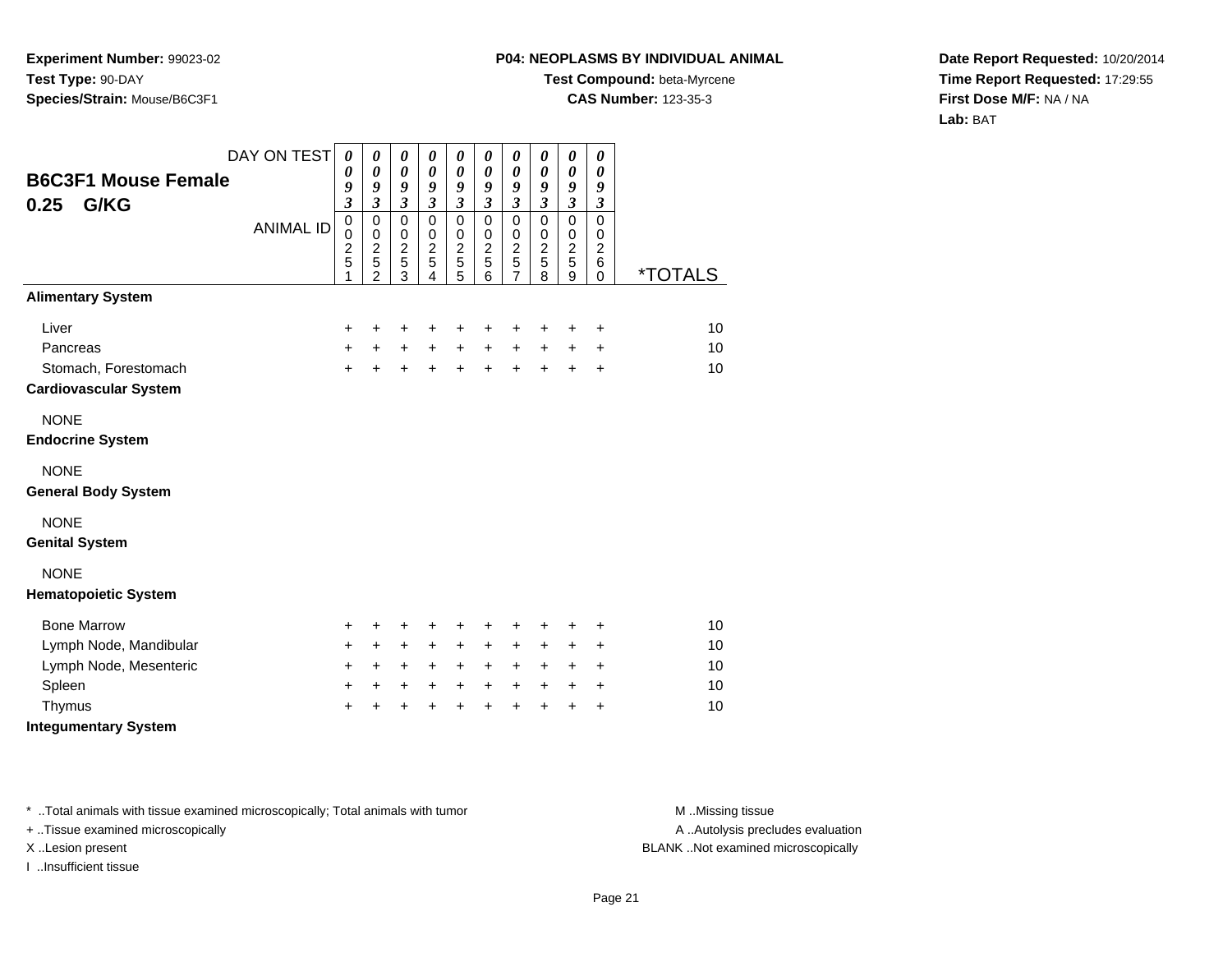**Experiment Number:** 99023-02
**Test Type:** 90-DAY
**Species/Strain:** Mouse/B6C3F1

**P04: NEOPLASMS BY INDIVIDUAL ANIMAL**
**Test Compound:** beta-Myrcene
**CAS Number:** 123-35-3

**Date Report Requested:** 10/20/2014
**Time Report Requested:** 17:29:55
**First Dose M/F:** NA / NA
**Lab:** BAT

## B6C3F1 Mouse Female 0.25 G/KG

| DAY ON TEST | 0093 | 0093 | 0093 | 0093 | 0093 | 0093 | 0093 | 0093 | 0093 | 0093 | |
|---|---|---|---|---|---|---|---|---|---|---|---|
| ANIMAL ID | 00251 | 00252 | 00253 | 00254 | 00255 | 00256 | 00257 | 00258 | 00259 | 00260 | *TOTALS |
| **Alimentary System** | | | | | | | | | | | |
| Liver | + | + | + | + | + | + | + | + | + | + | 10 |
| Pancreas | + | + | + | + | + | + | + | + | + | + | 10 |
| Stomach, Forestomach | + | + | + | + | + | + | + | + | + | + | 10 |
| **Cardiovascular System** | | | | | | | | | | | |
| NONE | | | | | | | | | | | |
| **Endocrine System** | | | | | | | | | | | |
| NONE | | | | | | | | | | | |
| **General Body System** | | | | | | | | | | | |
| NONE | | | | | | | | | | | |
| **Genital System** | | | | | | | | | | | |
| NONE | | | | | | | | | | | |
| **Hematopoietic System** | | | | | | | | | | | |
| Bone Marrow | + | + | + | + | + | + | + | + | + | + | 10 |
| Lymph Node, Mandibular | + | + | + | + | + | + | + | + | + | + | 10 |
| Lymph Node, Mesenteric | + | + | + | + | + | + | + | + | + | + | 10 |
| Spleen | + | + | + | + | + | + | + | + | + | + | 10 |
| Thymus | + | + | + | + | + | + | + | + | + | + | 10 |
| **Integumentary System** | | | | | | | | | | | |

* ..Total animals with tissue examined microscopically; Total animals with tumor
+ ..Tissue examined microscopically
X ..Lesion present
I ..Insufficient tissue

M ..Missing tissue
A ..Autolysis precludes evaluation
BLANK ..Not examined microscopically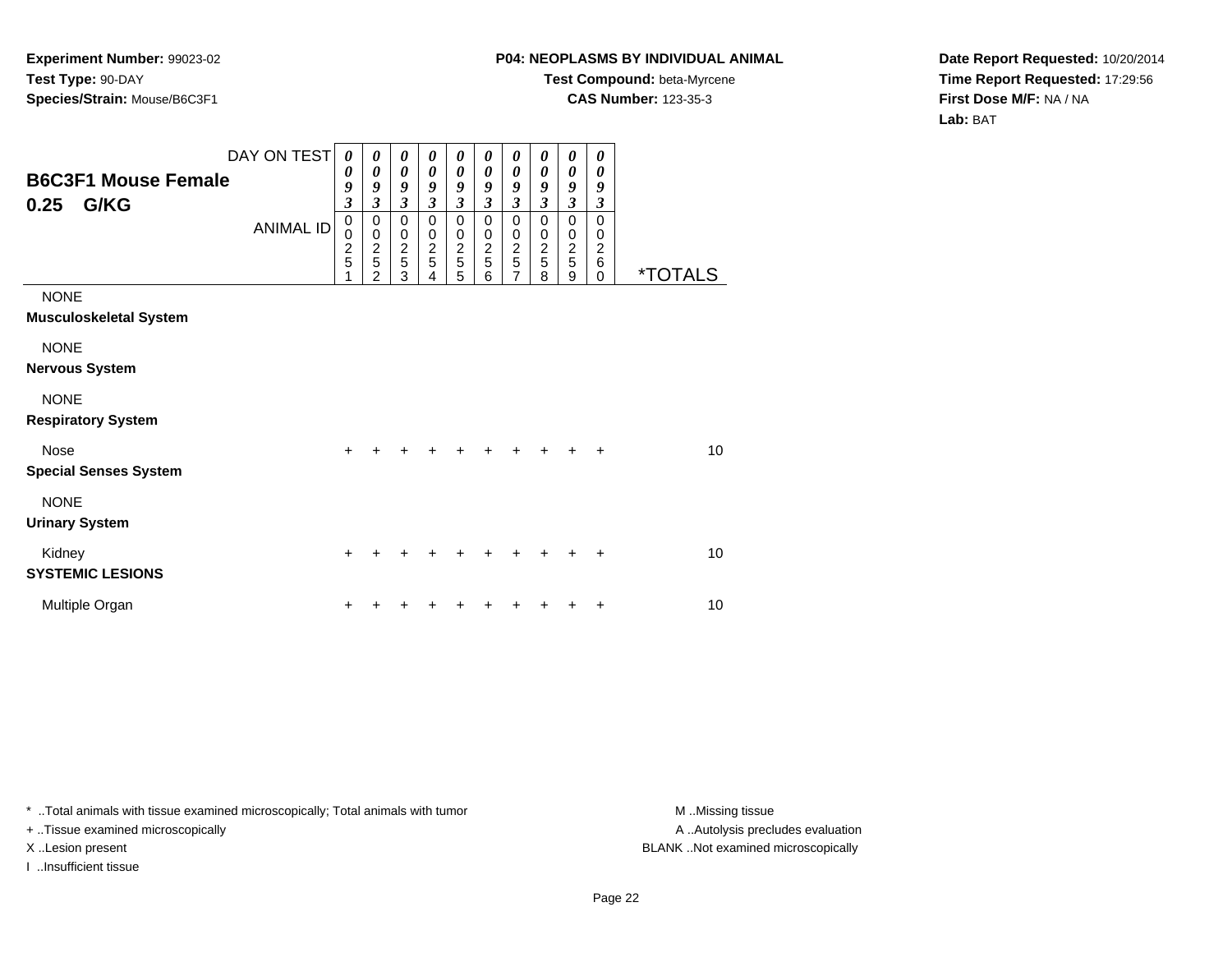**Experiment Number:** 99023-02
**Test Type:** 90-DAY
**Species/Strain:** Mouse/B6C3F1

**P04: NEOPLASMS BY INDIVIDUAL ANIMAL**
**Test Compound:** beta-Myrcene
**CAS Number:** 123-35-3

**Date Report Requested:** 10/20/2014
**Time Report Requested:** 17:29:56
**First Dose M/F:** NA / NA
**Lab:** BAT

## B6C3F1 Mouse Female
## 0.25 G/KG

| DAY ON TEST | 0093 | 0093 | 0093 | 0093 | 0093 | 0093 | 0093 | 0093 | 0093 | 0093 | |
|---|---|---|---|---|---|---|---|---|---|---|---|
| ANIMAL ID | 00251 | 00252 | 00253 | 00254 | 00255 | 00256 | 00257 | 00258 | 00259 | 00260 | *TOTALS |
| NONE | | | | | | | | | | | |
| **Musculoskeletal System** | | | | | | | | | | | |
| NONE | | | | | | | | | | | |
| **Nervous System** | | | | | | | | | | | |
| NONE | | | | | | | | | | | |
| **Respiratory System** | | | | | | | | | | | |
| Nose | + | + | + | + | + | + | + | + | + | + | 10 |
| **Special Senses System** | | | | | | | | | | | |
| NONE | | | | | | | | | | | |
| **Urinary System** | | | | | | | | | | | |
| Kidney | + | + | + | + | + | + | + | + | + | + | 10 |
| **SYSTEMIC LESIONS** | | | | | | | | | | | |
| Multiple Organ | + | + | + | + | + | + | + | + | + | + | 10 |

* ..Total animals with tissue examined microscopically; Total animals with tumor
+ ..Tissue examined microscopically
X ..Lesion present
I ..Insufficient tissue

M ..Missing tissue
A ..Autolysis precludes evaluation
BLANK ..Not examined microscopically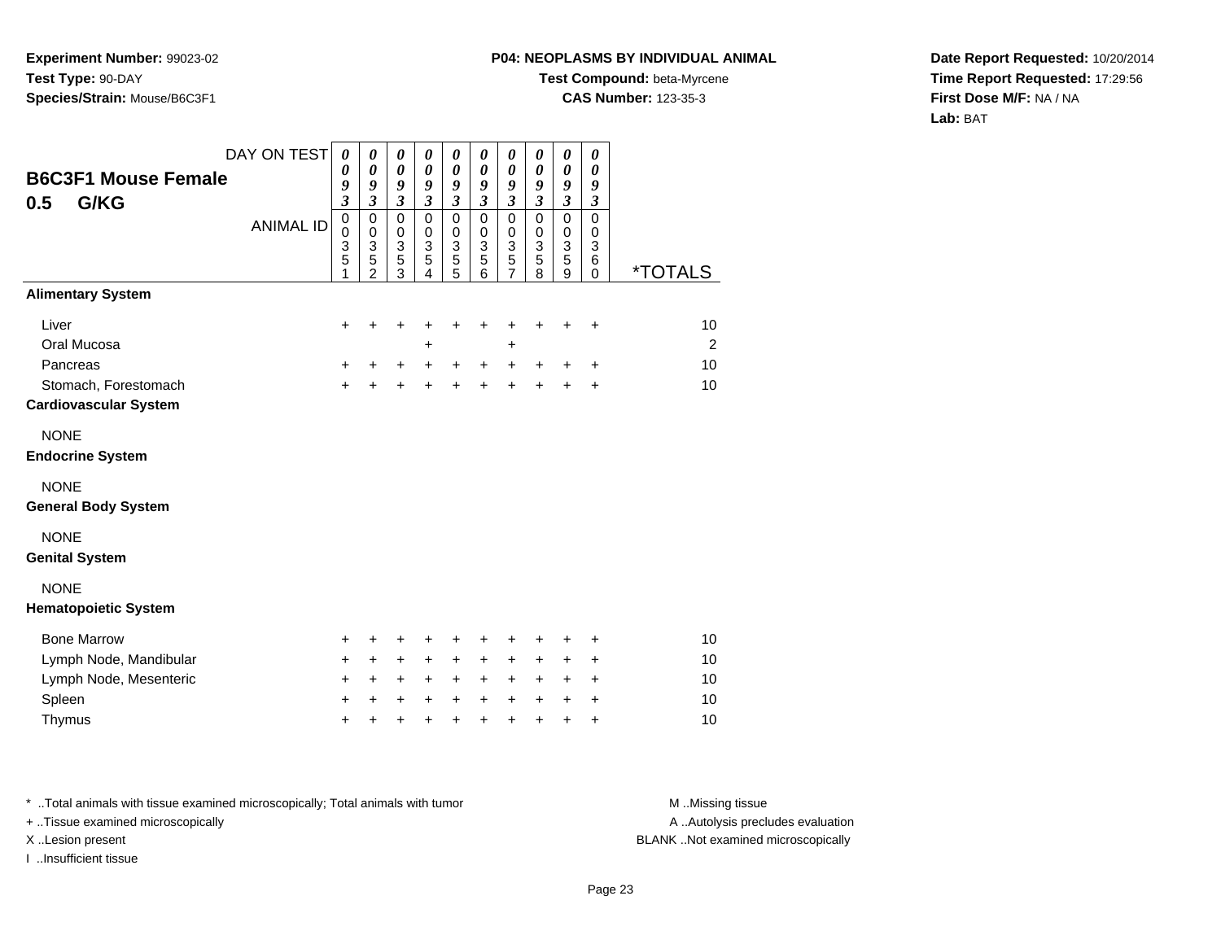**Experiment Number:** 99023-02
**Test Type:** 90-DAY
**Species/Strain:** Mouse/B6C3F1

**P04: NEOPLASMS BY INDIVIDUAL ANIMAL**
**Test Compound:** beta-Myrcene
**CAS Number:** 123-35-3

**Date Report Requested:** 10/20/2014
**Time Report Requested:** 17:29:56
**First Dose M/F:** NA / NA
**Lab:** BAT

## B6C3F1 Mouse Female
## 0.5 G/KG

| DAY ON TEST | 0093 | 0093 | 0093 | 0093 | 0093 | 0093 | 0093 | 0093 | 0093 | 0093 | |
|---|---|---|---|---|---|---|---|---|---|---|---|
| ANIMAL ID | 00351 | 00352 | 00353 | 00354 | 00355 | 00356 | 00357 | 00358 | 00359 | 00360 | *TOTALS |
| **Alimentary System** | | | | | | | | | | | |
| Liver | + | + | + | + | + | + | + | + | + | + | 10 |
| Oral Mucosa | | | | + | | | + | | | | 2 |
| Pancreas | + | + | + | + | + | + | + | + | + | + | 10 |
| Stomach, Forestomach | + | + | + | + | + | + | + | + | + | + | 10 |
| **Cardiovascular System** | | | | | | | | | | | |
| NONE | | | | | | | | | | | |
| **Endocrine System** | | | | | | | | | | | |
| NONE | | | | | | | | | | | |
| **General Body System** | | | | | | | | | | | |
| NONE | | | | | | | | | | | |
| **Genital System** | | | | | | | | | | | |
| NONE | | | | | | | | | | | |
| **Hematopoietic System** | | | | | | | | | | | |
| Bone Marrow | + | + | + | + | + | + | + | + | + | + | 10 |
| Lymph Node, Mandibular | + | + | + | + | + | + | + | + | + | + | 10 |
| Lymph Node, Mesenteric | + | + | + | + | + | + | + | + | + | + | 10 |
| Spleen | + | + | + | + | + | + | + | + | + | + | 10 |
| Thymus | + | + | + | + | + | + | + | + | + | + | 10 |

* ..Total animals with tissue examined microscopically; Total animals with tumor
+ ..Tissue examined microscopically
X ..Lesion present
I ..Insufficient tissue

M ..Missing tissue
A ..Autolysis precludes evaluation
BLANK ..Not examined microscopically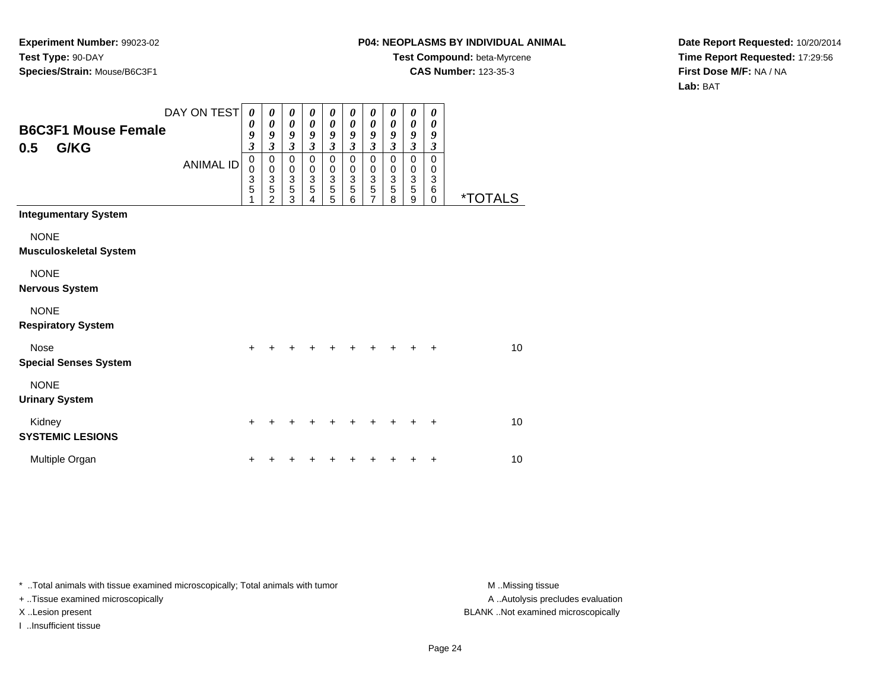**Experiment Number:** 99023-02
**Test Type:** 90-DAY
**Species/Strain:** Mouse/B6C3F1

**P04: NEOPLASMS BY INDIVIDUAL ANIMAL**
**Test Compound:** beta-Myrcene
**CAS Number:** 123-35-3

**Date Report Requested:** 10/20/2014
**Time Report Requested:** 17:29:56
**First Dose M/F:** NA / NA
**Lab:** BAT

## B6C3F1 Mouse Female
## 0.5 G/KG

| DAY ON TEST | 0093 | 0093 | 0093 | 0093 | 0093 | 0093 | 0093 | 0093 | 0093 | 0093 | |
|---|---|---|---|---|---|---|---|---|---|---|---|
| ANIMAL ID | 00351 | 00352 | 00353 | 00354 | 00355 | 00356 | 00357 | 00358 | 00359 | 00360 | *TOTALS |
| **Integumentary System** | | | | | | | | | | | |
| NONE | | | | | | | | | | | |
| **Musculoskeletal System** | | | | | | | | | | | |
| NONE | | | | | | | | | | | |
| **Nervous System** | | | | | | | | | | | |
| NONE | | | | | | | | | | | |
| **Respiratory System** | | | | | | | | | | | |
| Nose | + | + | + | + | + | + | + | + | + | + | 10 |
| **Special Senses System** | | | | | | | | | | | |
| NONE | | | | | | | | | | | |
| **Urinary System** | | | | | | | | | | | |
| Kidney | + | + | + | + | + | + | + | + | + | + | 10 |
| **SYSTEMIC LESIONS** | | | | | | | | | | | |
| Multiple Organ | + | + | + | + | + | + | + | + | + | + | 10 |

* ..Total animals with tissue examined microscopically; Total animals with tumor
+ ..Tissue examined microscopically
X ..Lesion present
I ..Insufficient tissue

M ..Missing tissue
A ..Autolysis precludes evaluation
BLANK ..Not examined microscopically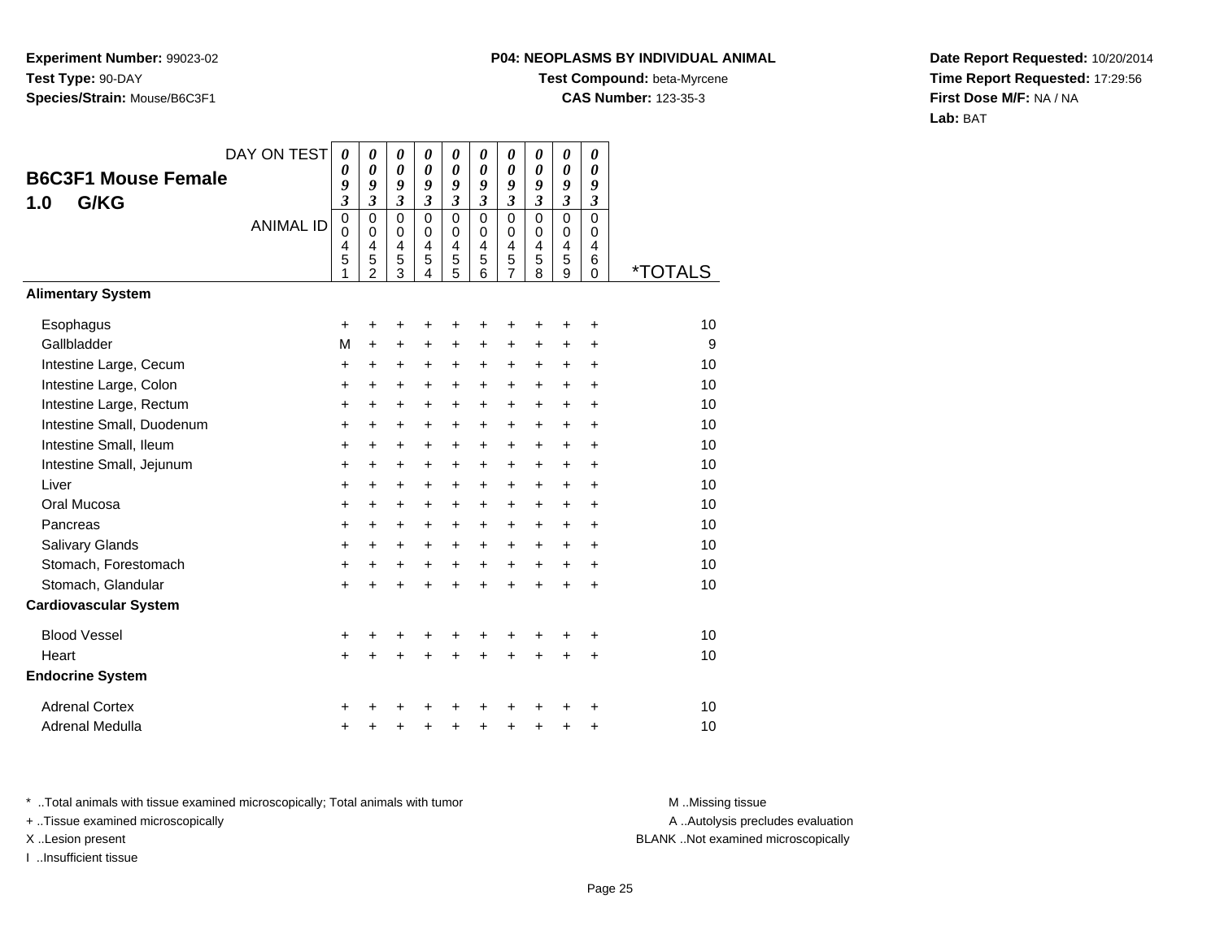**Experiment Number:** 99023-02
**Test Type:** 90-DAY
**Species/Strain:** Mouse/B6C3F1

**P04: NEOPLASMS BY INDIVIDUAL ANIMAL**
**Test Compound:** beta-Myrcene
**CAS Number:** 123-35-3

**Date Report Requested:** 10/20/2014
**Time Report Requested:** 17:29:56
**First Dose M/F:** NA / NA
**Lab:** BAT

## B6C3F1 Mouse Female 1.0 G/KG

| DAY ON TEST | 0093 | 0093 | 0093 | 0093 | 0093 | 0093 | 0093 | 0093 | 0093 | 0093 | |
|---|---|---|---|---|---|---|---|---|---|---|---|
| ANIMAL ID | 00451 | 00452 | 00453 | 00454 | 00455 | 00456 | 00457 | 00458 | 00459 | 00460 | *TOTALS |
| **Alimentary System** | | | | | | | | | | | |
| Esophagus | + | + | + | + | + | + | + | + | + | + | 10 |
| Gallbladder | M | + | + | + | + | + | + | + | + | + | 9 |
| Intestine Large, Cecum | + | + | + | + | + | + | + | + | + | + | 10 |
| Intestine Large, Colon | + | + | + | + | + | + | + | + | + | + | 10 |
| Intestine Large, Rectum | + | + | + | + | + | + | + | + | + | + | 10 |
| Intestine Small, Duodenum | + | + | + | + | + | + | + | + | + | + | 10 |
| Intestine Small, Ileum | + | + | + | + | + | + | + | + | + | + | 10 |
| Intestine Small, Jejunum | + | + | + | + | + | + | + | + | + | + | 10 |
| Liver | + | + | + | + | + | + | + | + | + | + | 10 |
| Oral Mucosa | + | + | + | + | + | + | + | + | + | + | 10 |
| Pancreas | + | + | + | + | + | + | + | + | + | + | 10 |
| Salivary Glands | + | + | + | + | + | + | + | + | + | + | 10 |
| Stomach, Forestomach | + | + | + | + | + | + | + | + | + | + | 10 |
| Stomach, Glandular | + | + | + | + | + | + | + | + | + | + | 10 |
| **Cardiovascular System** | | | | | | | | | | | |
| Blood Vessel | + | + | + | + | + | + | + | + | + | + | 10 |
| Heart | + | + | + | + | + | + | + | + | + | + | 10 |
| **Endocrine System** | | | | | | | | | | | |
| Adrenal Cortex | + | + | + | + | + | + | + | + | + | + | 10 |
| Adrenal Medulla | + | + | + | + | + | + | + | + | + | + | 10 |

* ..Total animals with tissue examined microscopically; Total animals with tumor
+ ..Tissue examined microscopically
X ..Lesion present
I ..Insufficient tissue

M ..Missing tissue
A ..Autolysis precludes evaluation
BLANK ..Not examined microscopically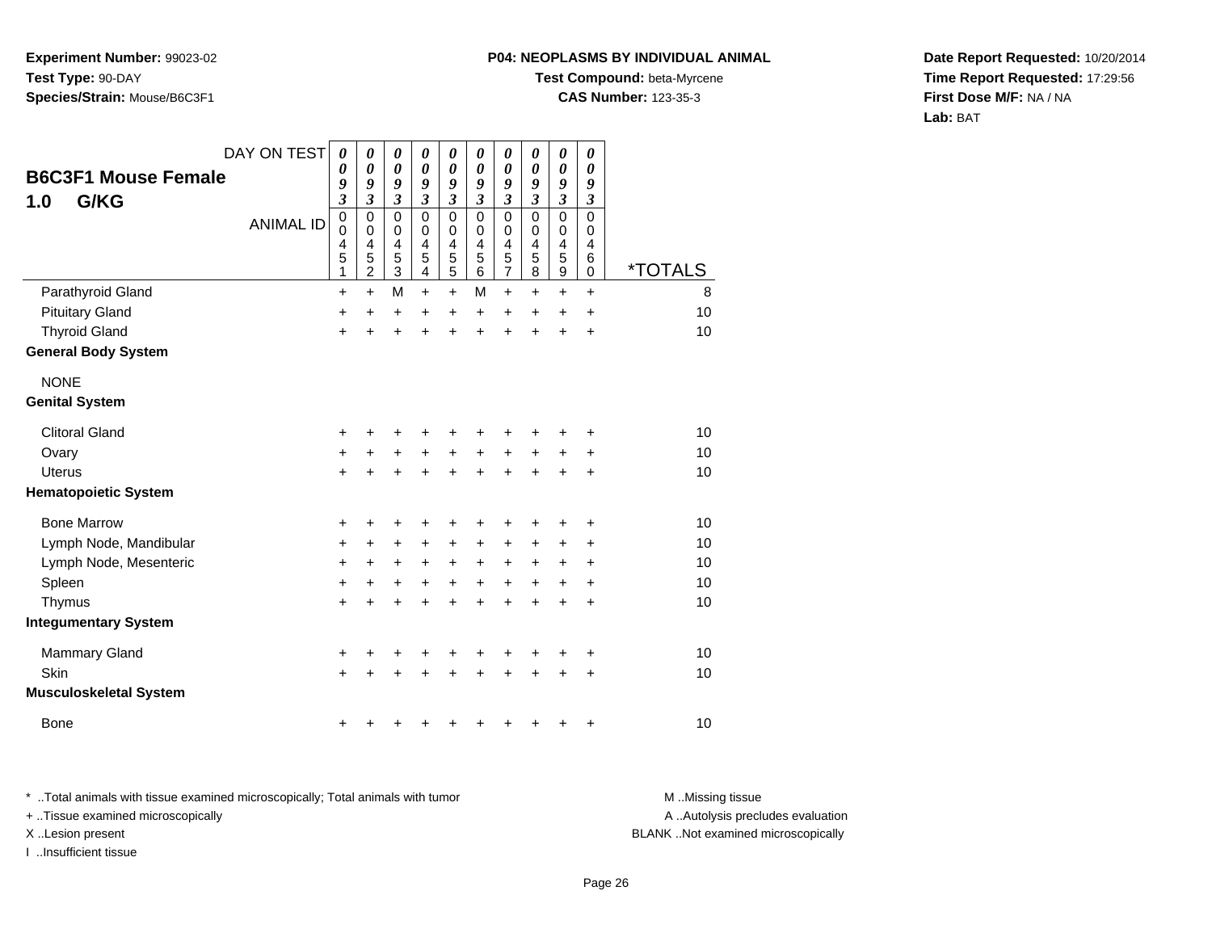**Experiment Number:** 99023-02
**Test Type:** 90-DAY
**Species/Strain:** Mouse/B6C3F1

**P04: NEOPLASMS BY INDIVIDUAL ANIMAL**
**Test Compound:** beta-Myrcene
**CAS Number:** 123-35-3

**Date Report Requested:** 10/20/2014
**Time Report Requested:** 17:29:56
**First Dose M/F:** NA / NA
**Lab:** BAT

## B6C3F1 Mouse Female
## 1.0 G/KG

| DAY ON TEST | 0093 | 0093 | 0093 | 0093 | 0093 | 0093 | 0093 | 0093 | 0093 | 0093 | |
|---|---|---|---|---|---|---|---|---|---|---|---|
| ANIMAL ID | 00451 | 00452 | 00453 | 00454 | 00455 | 00456 | 00457 | 00458 | 00459 | 00460 | *TOTALS |
| Parathyroid Gland | + | + | M | + | + | M | + | + | + | + | 8 |
| Pituitary Gland | + | + | + | + | + | + | + | + | + | + | 10 |
| Thyroid Gland | + | + | + | + | + | + | + | + | + | + | 10 |
| **General Body System** | | | | | | | | | | | |
| NONE | | | | | | | | | | | |
| **Genital System** | | | | | | | | | | | |
| Clitoral Gland | + | + | + | + | + | + | + | + | + | + | 10 |
| Ovary | + | + | + | + | + | + | + | + | + | + | 10 |
| Uterus | + | + | + | + | + | + | + | + | + | + | 10 |
| **Hematopoietic System** | | | | | | | | | | | |
| Bone Marrow | + | + | + | + | + | + | + | + | + | + | 10 |
| Lymph Node, Mandibular | + | + | + | + | + | + | + | + | + | + | 10 |
| Lymph Node, Mesenteric | + | + | + | + | + | + | + | + | + | + | 10 |
| Spleen | + | + | + | + | + | + | + | + | + | + | 10 |
| Thymus | + | + | + | + | + | + | + | + | + | + | 10 |
| **Integumentary System** | | | | | | | | | | | |
| Mammary Gland | + | + | + | + | + | + | + | + | + | + | 10 |
| Skin | + | + | + | + | + | + | + | + | + | + | 10 |
| **Musculoskeletal System** | | | | | | | | | | | |
| Bone | + | + | + | + | + | + | + | + | + | + | 10 |

* ..Total animals with tissue examined microscopically; Total animals with tumor
+ ..Tissue examined microscopically
X ..Lesion present
I ..Insufficient tissue

M ..Missing tissue
A ..Autolysis precludes evaluation
BLANK ..Not examined microscopically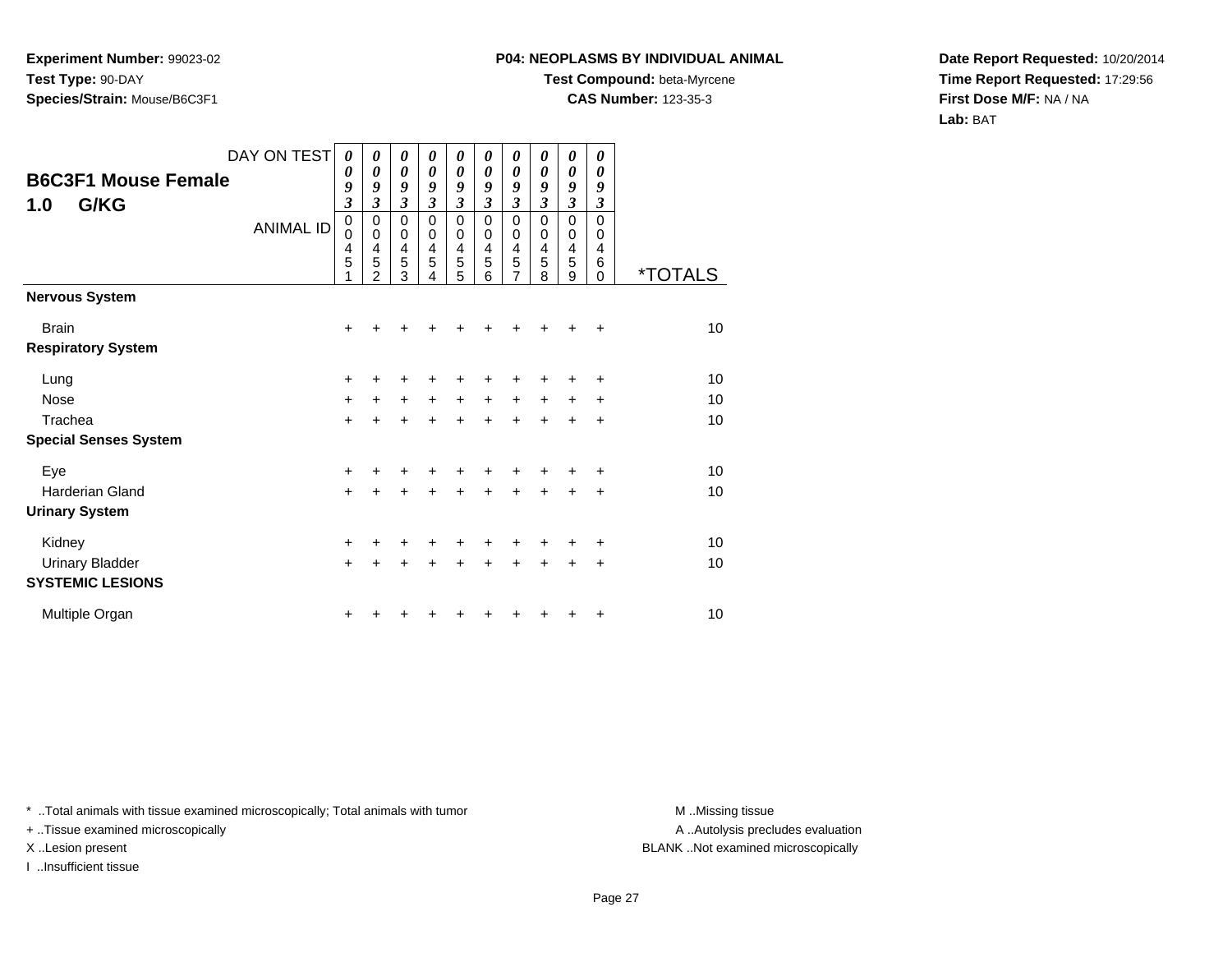**Experiment Number:** 99023-02
**Test Type:** 90-DAY
**Species/Strain:** Mouse/B6C3F1

**P04: NEOPLASMS BY INDIVIDUAL ANIMAL**
**Test Compound:** beta-Myrcene
**CAS Number:** 123-35-3

**Date Report Requested:** 10/20/2014
**Time Report Requested:** 17:29:56
**First Dose M/F:** NA / NA
**Lab:** BAT

## B6C3F1 Mouse Female
## 1.0 G/KG

| DAY ON TEST | 0093 | 0093 | 0093 | 0093 | 0093 | 0093 | 0093 | 0093 | 0093 | 0093 | |
|---|---|---|---|---|---|---|---|---|---|---|---|
| ANIMAL ID | 00451 | 00452 | 00453 | 00454 | 00455 | 00456 | 00457 | 00458 | 00459 | 00460 | *TOTALS |
| **Nervous System** | | | | | | | | | | | |
| Brain | + | + | + | + | + | + | + | + | + | + | 10 |
| **Respiratory System** | | | | | | | | | | | |
| Lung | + | + | + | + | + | + | + | + | + | + | 10 |
| Nose | + | + | + | + | + | + | + | + | + | + | 10 |
| Trachea | + | + | + | + | + | + | + | + | + | + | 10 |
| **Special Senses System** | | | | | | | | | | | |
| Eye | + | + | + | + | + | + | + | + | + | + | 10 |
| Harderian Gland | + | + | + | + | + | + | + | + | + | + | 10 |
| **Urinary System** | | | | | | | | | | | |
| Kidney | + | + | + | + | + | + | + | + | + | + | 10 |
| Urinary Bladder | + | + | + | + | + | + | + | + | + | + | 10 |
| **SYSTEMIC LESIONS** | | | | | | | | | | | |
| Multiple Organ | + | + | + | + | + | + | + | + | + | + | 10 |

* ..Total animals with tissue examined microscopically; Total animals with tumor
+ ..Tissue examined microscopically
X ..Lesion present
I ..Insufficient tissue

M ..Missing tissue
A ..Autolysis precludes evaluation
BLANK ..Not examined microscopically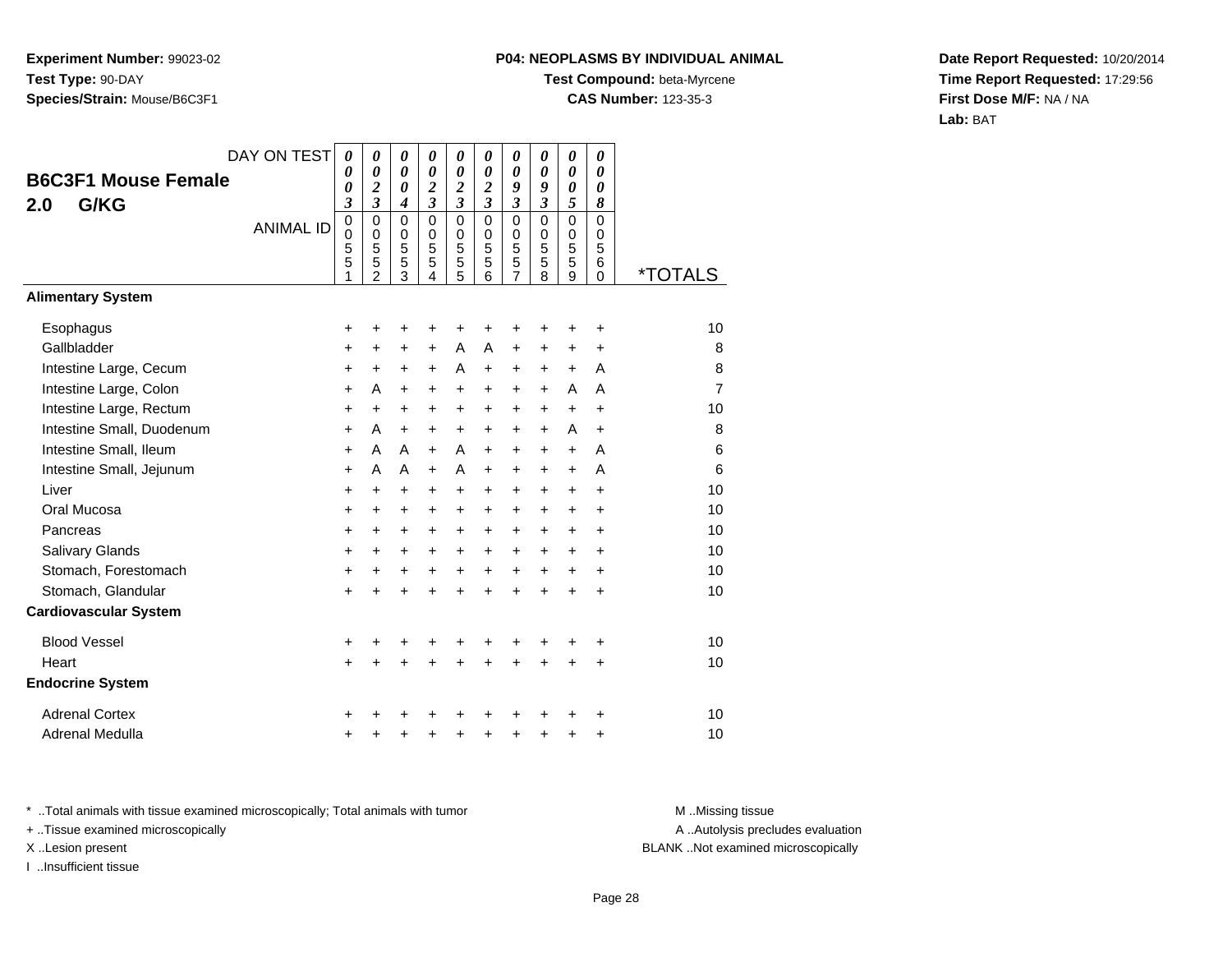**Experiment Number:** 99023-02
**Test Type:** 90-DAY
**Species/Strain:** Mouse/B6C3F1

**P04: NEOPLASMS BY INDIVIDUAL ANIMAL**
**Test Compound:** beta-Myrcene
**CAS Number:** 123-35-3

**Date Report Requested:** 10/20/2014
**Time Report Requested:** 17:29:56
**First Dose M/F:** NA / NA
**Lab:** BAT

## B6C3F1 Mouse Female
## 2.0 G/KG

| DAY ON TEST | 0003 | 0023 | 0004 | 0023 | 0023 | 0023 | 0093 | 0093 | 0005 | 0008 | |
|---|---|---|---|---|---|---|---|---|---|---|---|
| ANIMAL ID | 00551 | 00552 | 00553 | 00554 | 00555 | 00556 | 00557 | 00558 | 00559 | 00560 | *TOTALS |
| **Alimentary System** | | | | | | | | | | | |
| Esophagus | + | + | + | + | + | + | + | + | + | + | 10 |
| Gallbladder | + | + | + | + | A | A | + | + | + | + | 8 |
| Intestine Large, Cecum | + | + | + | + | A | + | + | + | + | A | 8 |
| Intestine Large, Colon | + | A | + | + | + | + | + | + | A | A | 7 |
| Intestine Large, Rectum | + | + | + | + | + | + | + | + | + | + | 10 |
| Intestine Small, Duodenum | + | A | + | + | + | + | + | + | A | + | 8 |
| Intestine Small, Ileum | + | A | A | + | A | + | + | + | + | A | 6 |
| Intestine Small, Jejunum | + | A | A | + | A | + | + | + | + | A | 6 |
| Liver | + | + | + | + | + | + | + | + | + | + | 10 |
| Oral Mucosa | + | + | + | + | + | + | + | + | + | + | 10 |
| Pancreas | + | + | + | + | + | + | + | + | + | + | 10 |
| Salivary Glands | + | + | + | + | + | + | + | + | + | + | 10 |
| Stomach, Forestomach | + | + | + | + | + | + | + | + | + | + | 10 |
| Stomach, Glandular | + | + | + | + | + | + | + | + | + | + | 10 |
| **Cardiovascular System** | | | | | | | | | | | |
| Blood Vessel | + | + | + | + | + | + | + | + | + | + | 10 |
| Heart | + | + | + | + | + | + | + | + | + | + | 10 |
| **Endocrine System** | | | | | | | | | | | |
| Adrenal Cortex | + | + | + | + | + | + | + | + | + | + | 10 |
| Adrenal Medulla | + | + | + | + | + | + | + | + | + | + | 10 |

* ..Total animals with tissue examined microscopically; Total animals with tumor
+ ..Tissue examined microscopically
X ..Lesion present
I ..Insufficient tissue

M ..Missing tissue
A ..Autolysis precludes evaluation
BLANK ..Not examined microscopically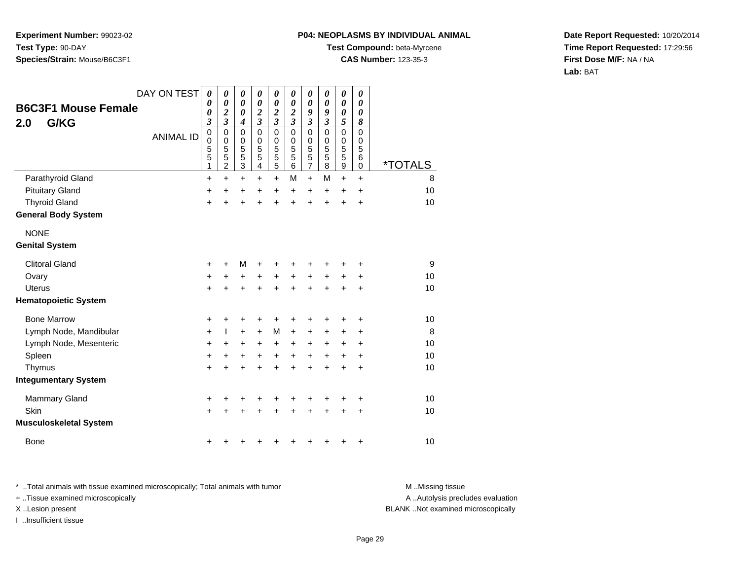**Experiment Number:** 99023-02
**Test Type:** 90-DAY
**Species/Strain:** Mouse/B6C3F1

**P04: NEOPLASMS BY INDIVIDUAL ANIMAL**
**Test Compound:** beta-Myrcene
**CAS Number:** 123-35-3

**Date Report Requested:** 10/20/2014
**Time Report Requested:** 17:29:56
**First Dose M/F:** NA / NA
**Lab:** BAT

## B6C3F1 Mouse Female
## 2.0 G/KG

| DAY ON TEST | 0003 | 0023 | 0004 | 0023 | 0023 | 0023 | 0093 | 0093 | 0005 | 0008 | |
|---|---|---|---|---|---|---|---|---|---|---|---|
| ANIMAL ID | 00551 | 00552 | 00553 | 00554 | 00555 | 00556 | 00557 | 00558 | 00559 | 00560 | *TOTALS |
| Parathyroid Gland | + | + | + | + | + | M | + | M | + | + | 8 |
| Pituitary Gland | + | + | + | + | + | + | + | + | + | + | 10 |
| Thyroid Gland | + | + | + | + | + | + | + | + | + | + | 10 |
| **General Body System** | | | | | | | | | | | |
| NONE | | | | | | | | | | | |
| **Genital System** | | | | | | | | | | | |
| Clitoral Gland | + | + | M | + | + | + | + | + | + | + | 9 |
| Ovary | + | + | + | + | + | + | + | + | + | + | 10 |
| Uterus | + | + | + | + | + | + | + | + | + | + | 10 |
| **Hematopoietic System** | | | | | | | | | | | |
| Bone Marrow | + | + | + | + | + | + | + | + | + | + | 10 |
| Lymph Node, Mandibular | + | I | + | + | M | + | + | + | + | + | 8 |
| Lymph Node, Mesenteric | + | + | + | + | + | + | + | + | + | + | 10 |
| Spleen | + | + | + | + | + | + | + | + | + | + | 10 |
| Thymus | + | + | + | + | + | + | + | + | + | + | 10 |
| **Integumentary System** | | | | | | | | | | | |
| Mammary Gland | + | + | + | + | + | + | + | + | + | + | 10 |
| Skin | + | + | + | + | + | + | + | + | + | + | 10 |
| **Musculoskeletal System** | | | | | | | | | | | |
| Bone | + | + | + | + | + | + | + | + | + | + | 10 |

* ..Total animals with tissue examined microscopically; Total animals with tumor
+ ..Tissue examined microscopically
X ..Lesion present
I ..Insufficient tissue

M ..Missing tissue
A ..Autolysis precludes evaluation
BLANK ..Not examined microscopically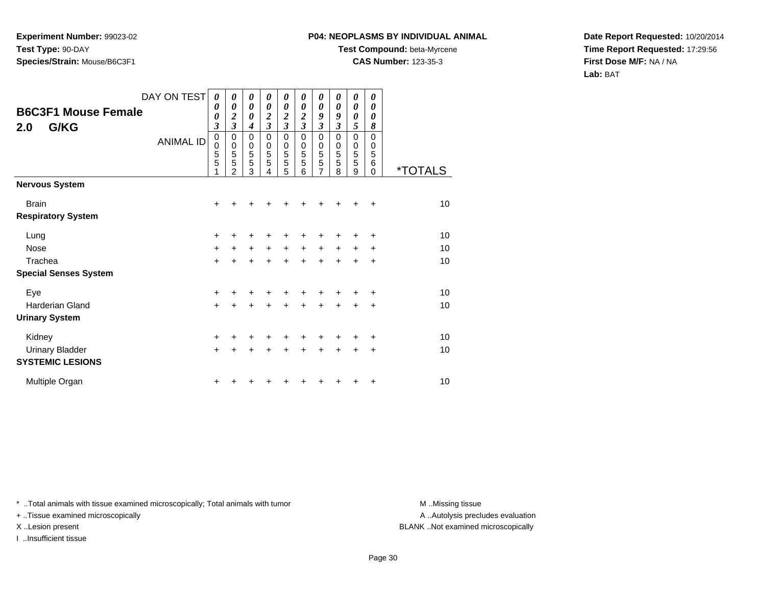**Experiment Number:** 99023-02
**Test Type:** 90-DAY
**Species/Strain:** Mouse/B6C3F1

**P04: NEOPLASMS BY INDIVIDUAL ANIMAL**
**Test Compound:** beta-Myrcene
**CAS Number:** 123-35-3

**Date Report Requested:** 10/20/2014
**Time Report Requested:** 17:29:56
**First Dose M/F:** NA / NA
**Lab:** BAT

## B6C3F1 Mouse Female 2.0 G/KG

| DAY ON TEST | 0003 | 0023 | 0004 | 0023 | 0023 | 0023 | 0093 | 0093 | 0005 | 0008 | |
|---|---|---|---|---|---|---|---|---|---|---|---|
| ANIMAL ID | 00551 | 00552 | 00553 | 00554 | 00555 | 00556 | 00557 | 00558 | 00559 | 00560 | *TOTALS |
| **Nervous System** | | | | | | | | | | | |
| Brain | + | + | + | + | + | + | + | + | + | + | 10 |
| **Respiratory System** | | | | | | | | | | | |
| Lung | + | + | + | + | + | + | + | + | + | + | 10 |
| Nose | + | + | + | + | + | + | + | + | + | + | 10 |
| Trachea | + | + | + | + | + | + | + | + | + | + | 10 |
| **Special Senses System** | | | | | | | | | | | |
| Eye | + | + | + | + | + | + | + | + | + | + | 10 |
| Harderian Gland | + | + | + | + | + | + | + | + | + | + | 10 |
| **Urinary System** | | | | | | | | | | | |
| Kidney | + | + | + | + | + | + | + | + | + | + | 10 |
| Urinary Bladder | + | + | + | + | + | + | + | + | + | + | 10 |
| **SYSTEMIC LESIONS** | | | | | | | | | | | |
| Multiple Organ | + | + | + | + | + | + | + | + | + | + | 10 |

* ..Total animals with tissue examined microscopically; Total animals with tumor
+ ..Tissue examined microscopically
X ..Lesion present
I ..Insufficient tissue

M ..Missing tissue
A ..Autolysis precludes evaluation
BLANK ..Not examined microscopically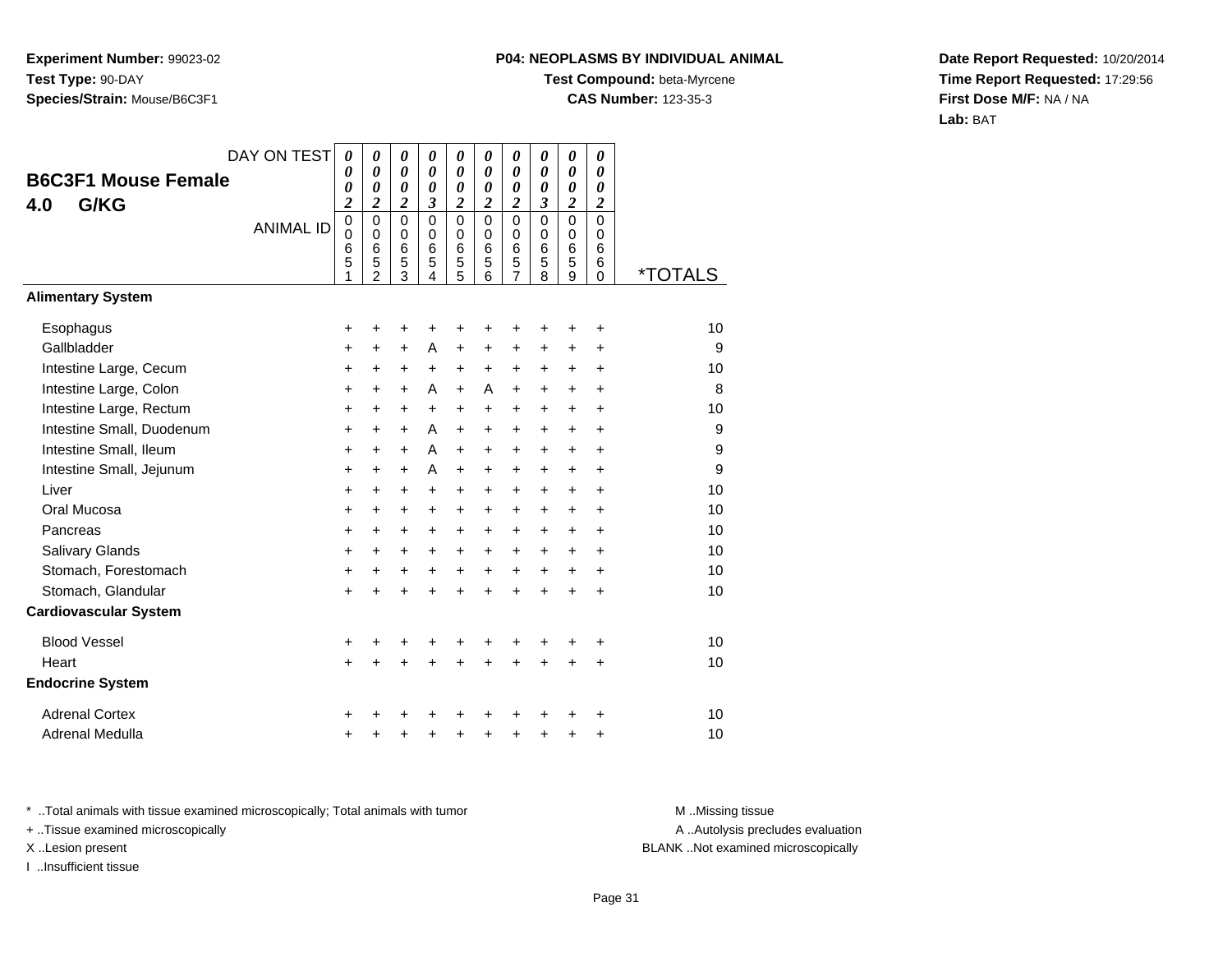**Experiment Number:** 99023-02
**Test Type:** 90-DAY
**Species/Strain:** Mouse/B6C3F1

**P04: NEOPLASMS BY INDIVIDUAL ANIMAL**
**Test Compound:** beta-Myrcene
**CAS Number:** 123-35-3

**Date Report Requested:** 10/20/2014
**Time Report Requested:** 17:29:56
**First Dose M/F:** NA / NA
**Lab:** BAT

## B6C3F1 Mouse Female
## 4.0 G/KG

| DAY ON TEST | 0002 | 0002 | 0002 | 0003 | 0002 | 0002 | 0002 | 0003 | 0002 | 0002 | |
|---|---|---|---|---|---|---|---|---|---|---|---|
| **ANIMAL ID** | 00651 | 00652 | 00653 | 00654 | 00655 | 00656 | 00657 | 00658 | 00659 | 00660 | ***TOTALS** |
| **Alimentary System** | | | | | | | | | | | |
| Esophagus | + | + | + | + | + | + | + | + | + | + | 10 |
| Gallbladder | + | + | + | A | + | + | + | + | + | + | 9 |
| Intestine Large, Cecum | + | + | + | + | + | + | + | + | + | + | 10 |
| Intestine Large, Colon | + | + | + | A | + | A | + | + | + | + | 8 |
| Intestine Large, Rectum | + | + | + | + | + | + | + | + | + | + | 10 |
| Intestine Small, Duodenum | + | + | + | A | + | + | + | + | + | + | 9 |
| Intestine Small, Ileum | + | + | + | A | + | + | + | + | + | + | 9 |
| Intestine Small, Jejunum | + | + | + | A | + | + | + | + | + | + | 9 |
| Liver | + | + | + | + | + | + | + | + | + | + | 10 |
| Oral Mucosa | + | + | + | + | + | + | + | + | + | + | 10 |
| Pancreas | + | + | + | + | + | + | + | + | + | + | 10 |
| Salivary Glands | + | + | + | + | + | + | + | + | + | + | 10 |
| Stomach, Forestomach | + | + | + | + | + | + | + | + | + | + | 10 |
| Stomach, Glandular | + | + | + | + | + | + | + | + | + | + | 10 |
| **Cardiovascular System** | | | | | | | | | | | |
| Blood Vessel | + | + | + | + | + | + | + | + | + | + | 10 |
| Heart | + | + | + | + | + | + | + | + | + | + | 10 |
| **Endocrine System** | | | | | | | | | | | |
| Adrenal Cortex | + | + | + | + | + | + | + | + | + | + | 10 |
| Adrenal Medulla | + | + | + | + | + | + | + | + | + | + | 10 |

* ..Total animals with tissue examined microscopically; Total animals with tumor
+ ..Tissue examined microscopically
X ..Lesion present
I ..Insufficient tissue

M ..Missing tissue
A ..Autolysis precludes evaluation
BLANK ..Not examined microscopically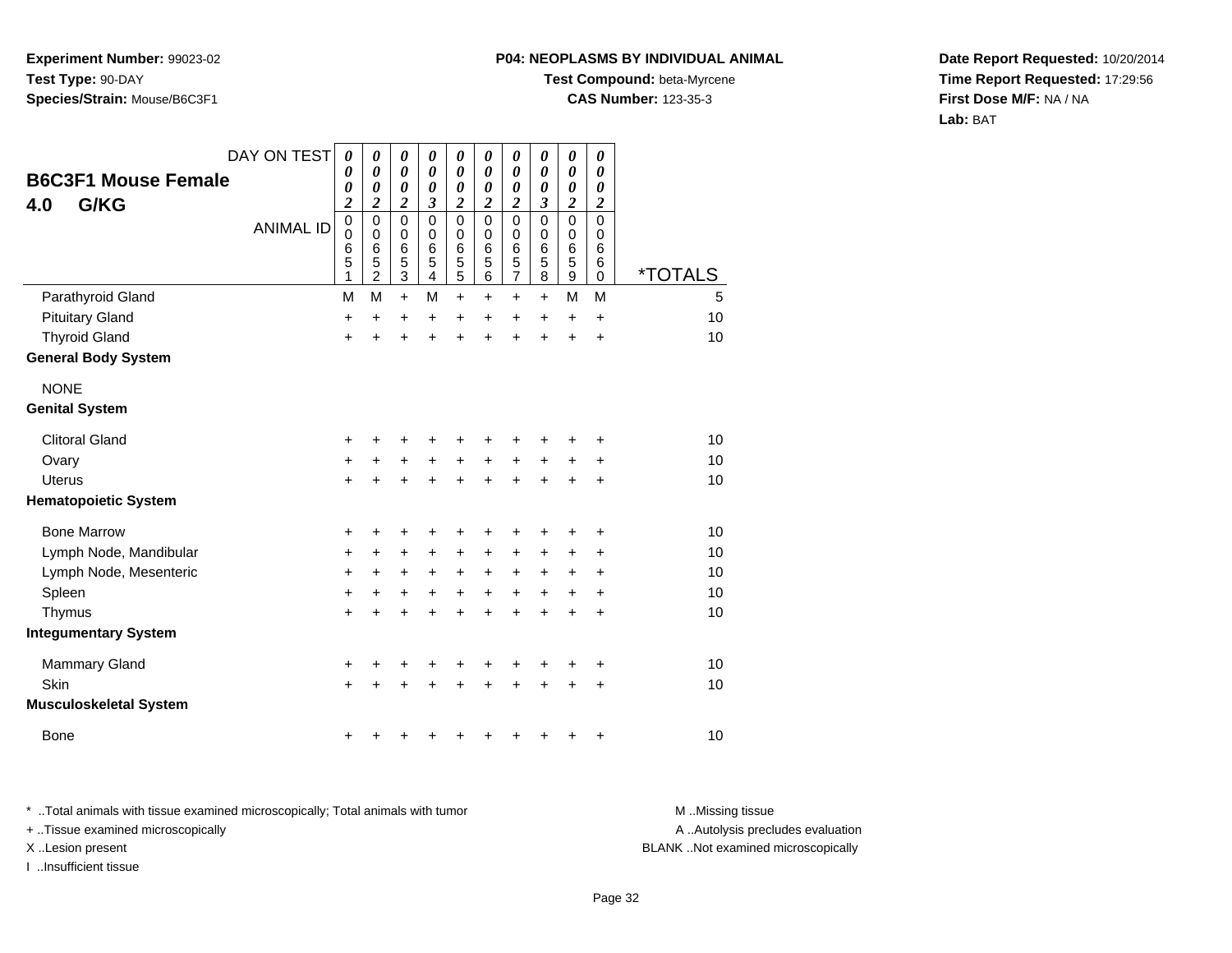**Experiment Number:** 99023-02
**Test Type:** 90-DAY
**Species/Strain:** Mouse/B6C3F1

**P04: NEOPLASMS BY INDIVIDUAL ANIMAL**
**Test Compound:** beta-Myrcene
**CAS Number:** 123-35-3

**Date Report Requested:** 10/20/2014
**Time Report Requested:** 17:29:56
**First Dose M/F:** NA / NA
**Lab:** BAT

## B6C3F1 Mouse Female
## 4.0 G/KG

| DAY ON TEST | 0002 | 0002 | 0002 | 0003 | 0002 | 0002 | 0002 | 0003 | 0002 | 0002 | |
|---|---|---|---|---|---|---|---|---|---|---|---|
| ANIMAL ID | 00651 | 00652 | 00653 | 00654 | 00655 | 00656 | 00657 | 00658 | 00659 | 00660 | *TOTALS |
| Parathyroid Gland | M | M | + | M | + | + | + | + | M | M | 5 |
| Pituitary Gland | + | + | + | + | + | + | + | + | + | + | 10 |
| Thyroid Gland | + | + | + | + | + | + | + | + | + | + | 10 |
| **General Body System** | | | | | | | | | | | |
| NONE | | | | | | | | | | | |
| **Genital System** | | | | | | | | | | | |
| Clitoral Gland | + | + | + | + | + | + | + | + | + | + | 10 |
| Ovary | + | + | + | + | + | + | + | + | + | + | 10 |
| Uterus | + | + | + | + | + | + | + | + | + | + | 10 |
| **Hematopoietic System** | | | | | | | | | | | |
| Bone Marrow | + | + | + | + | + | + | + | + | + | + | 10 |
| Lymph Node, Mandibular | + | + | + | + | + | + | + | + | + | + | 10 |
| Lymph Node, Mesenteric | + | + | + | + | + | + | + | + | + | + | 10 |
| Spleen | + | + | + | + | + | + | + | + | + | + | 10 |
| Thymus | + | + | + | + | + | + | + | + | + | + | 10 |
| **Integumentary System** | | | | | | | | | | | |
| Mammary Gland | + | + | + | + | + | + | + | + | + | + | 10 |
| Skin | + | + | + | + | + | + | + | + | + | + | 10 |
| **Musculoskeletal System** | | | | | | | | | | | |
| Bone | + | + | + | + | + | + | + | + | + | + | 10 |

* ..Total animals with tissue examined microscopically; Total animals with tumor
+ ..Tissue examined microscopically
X ..Lesion present
I ..Insufficient tissue

M ..Missing tissue
A ..Autolysis precludes evaluation
BLANK ..Not examined microscopically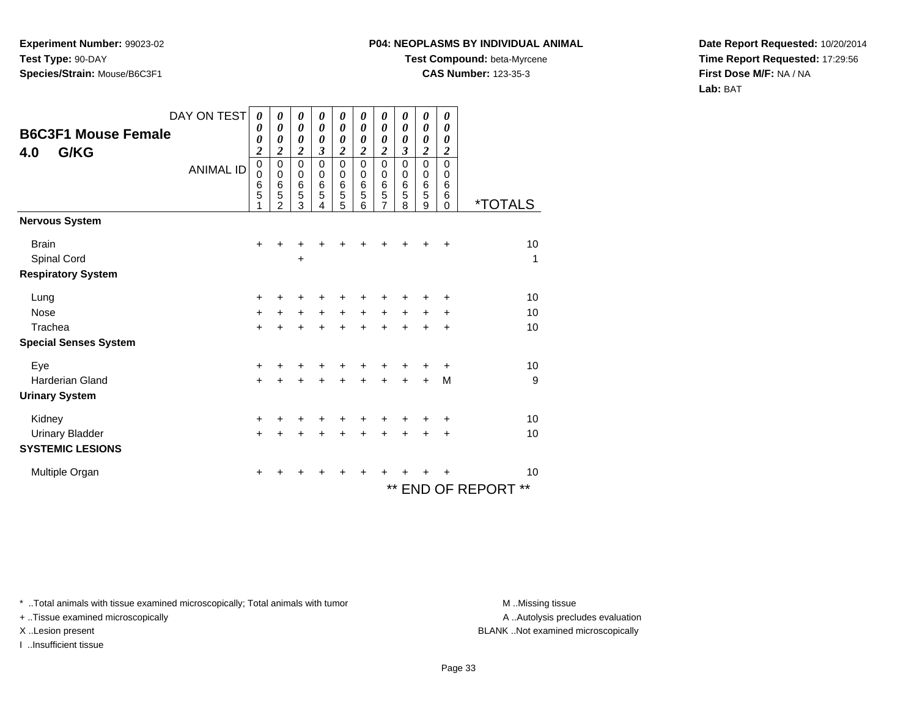**Experiment Number:** 99023-02
**Test Type:** 90-DAY
**Species/Strain:** Mouse/B6C3F1

**P04: NEOPLASMS BY INDIVIDUAL ANIMAL**
**Test Compound:** beta-Myrcene
**CAS Number:** 123-35-3

**Date Report Requested:** 10/20/2014
**Time Report Requested:** 17:29:56
**First Dose M/F:** NA / NA
**Lab:** BAT

## B6C3F1 Mouse Female
## 4.0 G/KG

| DAY ON TEST | 0002 | 0002 | 0002 | 0003 | 0002 | 0002 | 0002 | 0003 | 0002 | 0002 | |
|---|---|---|---|---|---|---|---|---|---|---|---|
| ANIMAL ID | 00651 | 00652 | 00653 | 00654 | 00655 | 00656 | 00657 | 00658 | 00659 | 00660 | *TOTALS |
| **Nervous System** | | | | | | | | | | | |
| Brain | + | + | + | + | + | + | + | + | + | + | 10 |
| Spinal Cord | | | + | | | | | | | | 1 |
| **Respiratory System** | | | | | | | | | | | |
| Lung | + | + | + | + | + | + | + | + | + | + | 10 |
| Nose | + | + | + | + | + | + | + | + | + | + | 10 |
| Trachea | + | + | + | + | + | + | + | + | + | + | 10 |
| **Special Senses System** | | | | | | | | | | | |
| Eye | + | + | + | + | + | + | + | + | + | + | 10 |
| Harderian Gland | + | + | + | + | + | + | + | + | + | M | 9 |
| **Urinary System** | | | | | | | | | | | |
| Kidney | + | + | + | + | + | + | + | + | + | + | 10 |
| Urinary Bladder | + | + | + | + | + | + | + | + | + | + | 10 |
| **SYSTEMIC LESIONS** | | | | | | | | | | | |
| Multiple Organ | + | + | + | + | + | + | + | + | + | + | 10 |

** END OF REPORT **

* ..Total animals with tissue examined microscopically; Total animals with tumor
+ ..Tissue examined microscopically
X ..Lesion present
I ..Insufficient tissue

M ..Missing tissue
A ..Autolysis precludes evaluation
BLANK ..Not examined microscopically